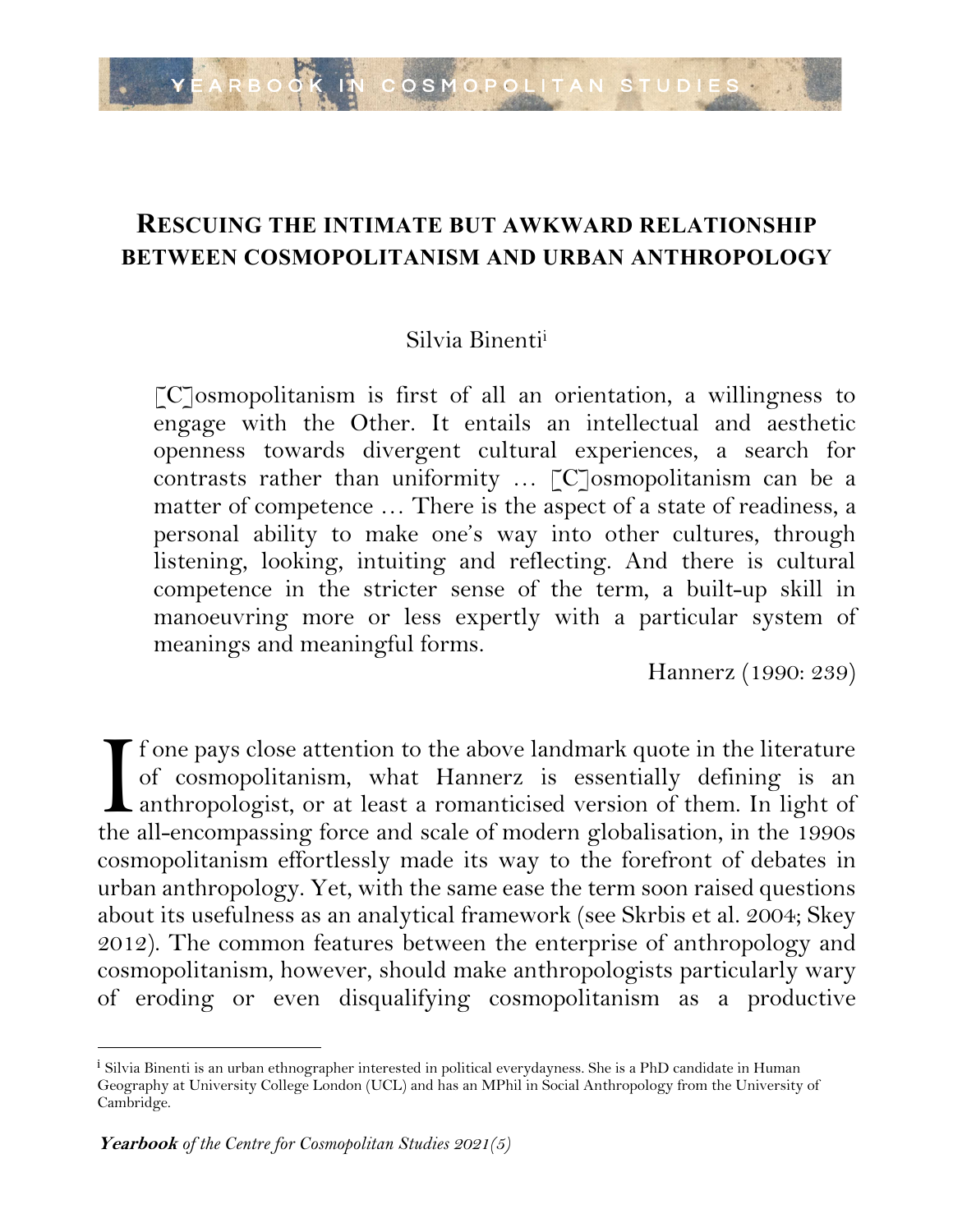# Rescuing the intimate but awkward relationship between cosmopolitanism and urban anthropology

Silvia Binenti[i]

> [C]osmopolitanism is first of all an orientation, a willingness to engage with the Other. It entails an intellectual and aesthetic openness towards divergent cultural experiences, a search for contrasts rather than uniformity … [C]osmopolitanism can be a matter of competence … There is the aspect of a state of readiness, a personal ability to make one's way into other cultures, through listening, looking, intuiting and reflecting. And there is cultural competence in the stricter sense of the term, a built-up skill in manoeuvring more or less expertly with a particular system of meanings and meaningful forms.
>
> Hannerz (1990: 239)

If one pays close attention to the above landmark quote in the literature of cosmopolitanism, what Hannerz is essentially defining is an anthropologist, or at least a romanticised version of them. In light of the all-encompassing force and scale of modern globalisation, in the 1990s cosmopolitanism effortlessly made its way to the forefront of debates in urban anthropology. Yet, with the same ease the term soon raised questions about its usefulness as an analytical framework (see Skrbis et al. 2004; Skey 2012). The common features between the enterprise of anthropology and cosmopolitanism, however, should make anthropologists particularly wary of eroding or even disqualifying cosmopolitanism as a productive

---

[i] Silvia Binenti is an urban ethnographer interested in political everydayness. She is a PhD candidate in Human Geography at University College London (UCL) and has an MPhil in Social Anthropology from the University of Cambridge.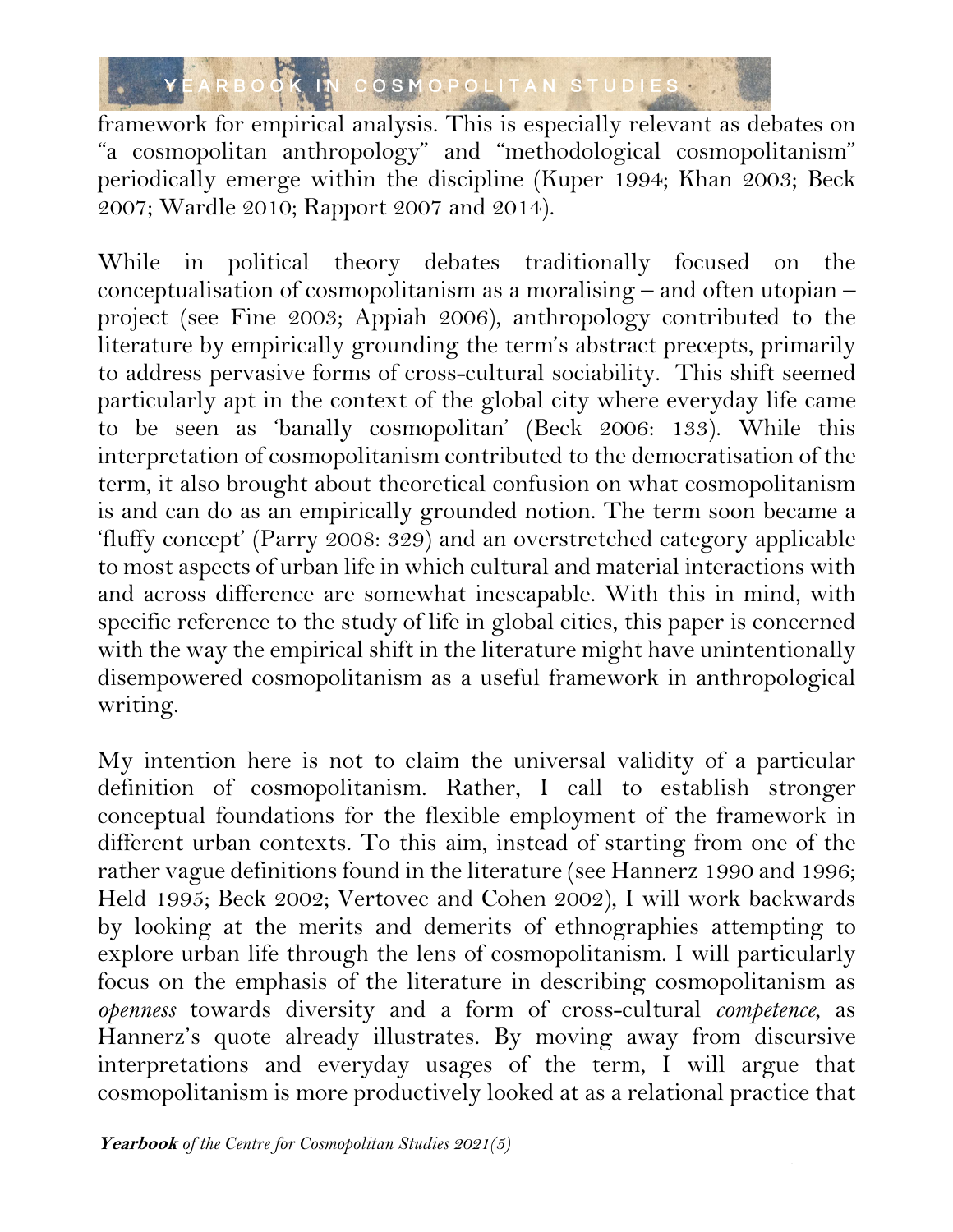framework for empirical analysis. This is especially relevant as debates on "a cosmopolitan anthropology" and "methodological cosmopolitanism" periodically emerge within the discipline (Kuper 1994; Khan 2003; Beck 2007; Wardle 2010; Rapport 2007 and 2014).

While in political theory debates traditionally focused on the conceptualisation of cosmopolitanism as a moralising – and often utopian – project (see Fine 2003; Appiah 2006), anthropology contributed to the literature by empirically grounding the term's abstract precepts, primarily to address pervasive forms of cross-cultural sociability. This shift seemed particularly apt in the context of the global city where everyday life came to be seen as 'banally cosmopolitan' (Beck 2006: 133). While this interpretation of cosmopolitanism contributed to the democratisation of the term, it also brought about theoretical confusion on what cosmopolitanism is and can do as an empirically grounded notion. The term soon became a 'fluffy concept' (Parry 2008: 329) and an overstretched category applicable to most aspects of urban life in which cultural and material interactions with and across difference are somewhat inescapable. With this in mind, with specific reference to the study of life in global cities, this paper is concerned with the way the empirical shift in the literature might have unintentionally disempowered cosmopolitanism as a useful framework in anthropological writing.

My intention here is not to claim the universal validity of a particular definition of cosmopolitanism. Rather, I call to establish stronger conceptual foundations for the flexible employment of the framework in different urban contexts. To this aim, instead of starting from one of the rather vague definitions found in the literature (see Hannerz 1990 and 1996; Held 1995; Beck 2002; Vertovec and Cohen 2002), I will work backwards by looking at the merits and demerits of ethnographies attempting to explore urban life through the lens of cosmopolitanism. I will particularly focus on the emphasis of the literature in describing cosmopolitanism as *openness* towards diversity and a form of cross-cultural *competence*, as Hannerz's quote already illustrates. By moving away from discursive interpretations and everyday usages of the term, I will argue that cosmopolitanism is more productively looked at as a relational practice that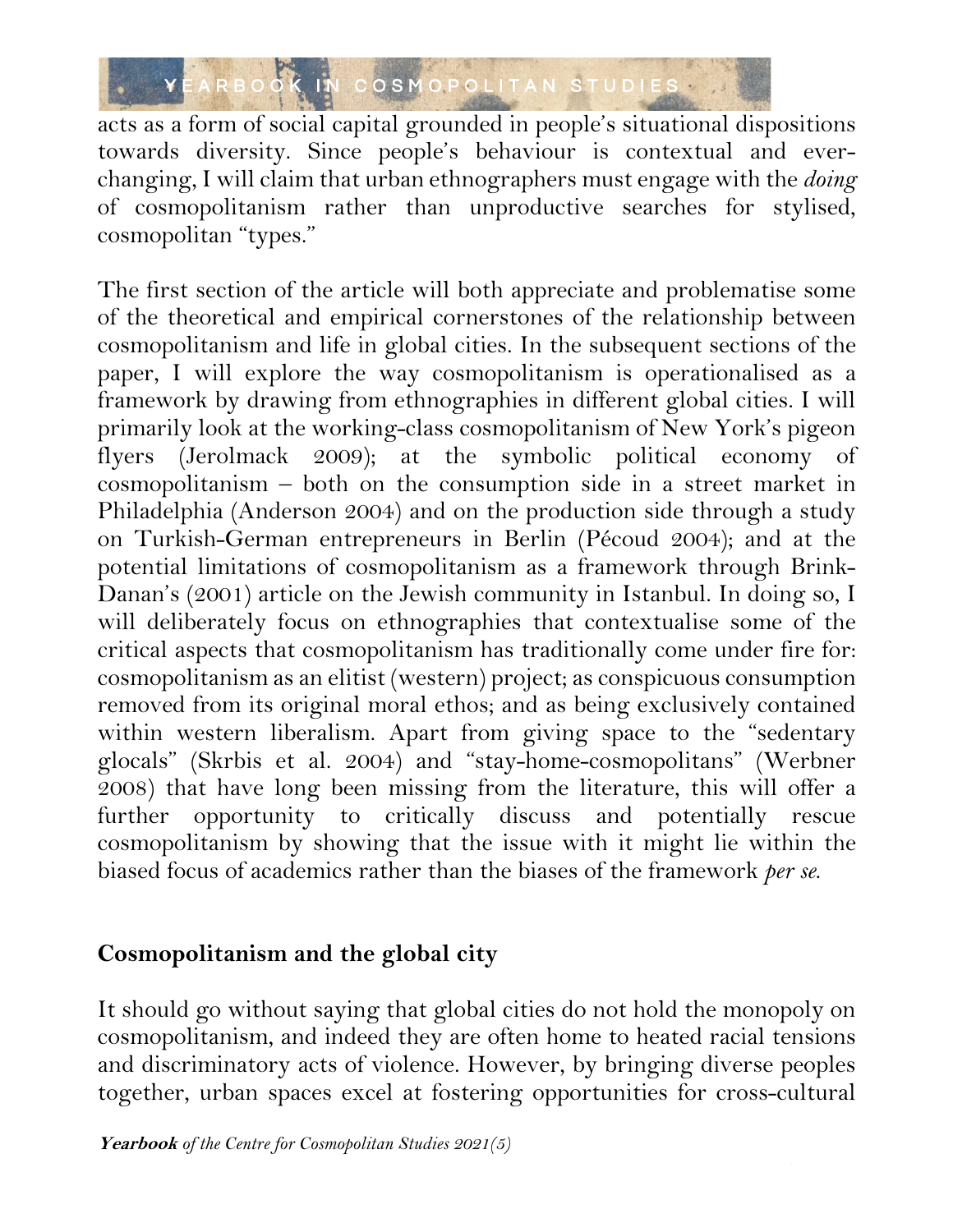acts as a form of social capital grounded in people's situational dispositions towards diversity. Since people's behaviour is contextual and ever-changing, I will claim that urban ethnographers must engage with the *doing* of cosmopolitanism rather than unproductive searches for stylised, cosmopolitan "types."

The first section of the article will both appreciate and problematise some of the theoretical and empirical cornerstones of the relationship between cosmopolitanism and life in global cities. In the subsequent sections of the paper, I will explore the way cosmopolitanism is operationalised as a framework by drawing from ethnographies in different global cities. I will primarily look at the working-class cosmopolitanism of New York's pigeon flyers (Jerolmack 2009); at the symbolic political economy of cosmopolitanism – both on the consumption side in a street market in Philadelphia (Anderson 2004) and on the production side through a study on Turkish-German entrepreneurs in Berlin (Pécoud 2004); and at the potential limitations of cosmopolitanism as a framework through Brink-Danan's (2001) article on the Jewish community in Istanbul. In doing so, I will deliberately focus on ethnographies that contextualise some of the critical aspects that cosmopolitanism has traditionally come under fire for: cosmopolitanism as an elitist (western) project; as conspicuous consumption removed from its original moral ethos; and as being exclusively contained within western liberalism. Apart from giving space to the "sedentary glocals" (Skrbis et al. 2004) and "stay-home-cosmopolitans" (Werbner 2008) that have long been missing from the literature, this will offer a further opportunity to critically discuss and potentially rescue cosmopolitanism by showing that the issue with it might lie within the biased focus of academics rather than the biases of the framework *per se*.

## Cosmopolitanism and the global city

It should go without saying that global cities do not hold the monopoly on cosmopolitanism, and indeed they are often home to heated racial tensions and discriminatory acts of violence. However, by bringing diverse peoples together, urban spaces excel at fostering opportunities for cross-cultural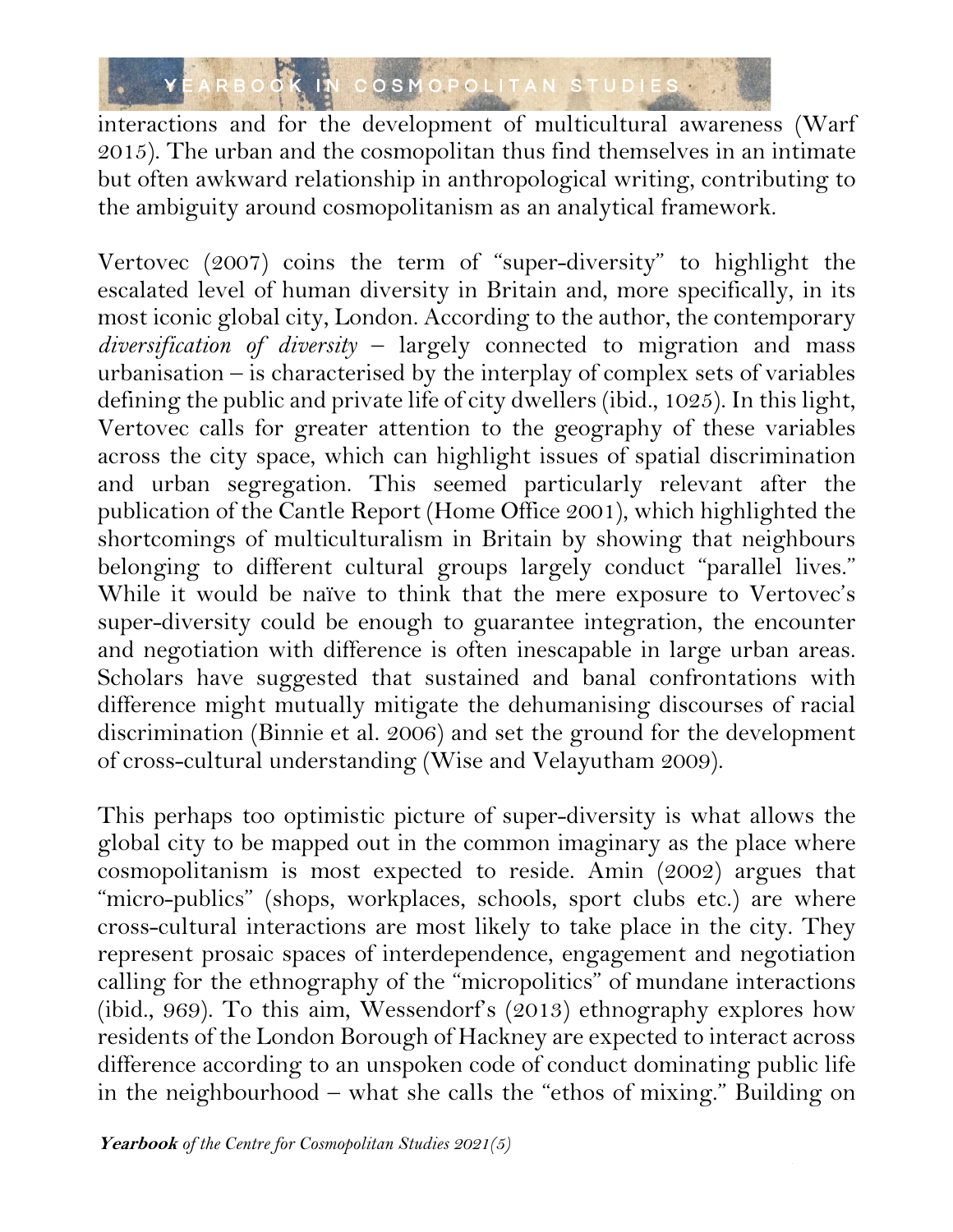interactions and for the development of multicultural awareness (Warf 2015). The urban and the cosmopolitan thus find themselves in an intimate but often awkward relationship in anthropological writing, contributing to the ambiguity around cosmopolitanism as an analytical framework.

Vertovec (2007) coins the term of "super-diversity" to highlight the escalated level of human diversity in Britain and, more specifically, in its most iconic global city, London. According to the author, the contemporary *diversification of diversity* – largely connected to migration and mass urbanisation – is characterised by the interplay of complex sets of variables defining the public and private life of city dwellers (ibid., 1025). In this light, Vertovec calls for greater attention to the geography of these variables across the city space, which can highlight issues of spatial discrimination and urban segregation. This seemed particularly relevant after the publication of the Cantle Report (Home Office 2001), which highlighted the shortcomings of multiculturalism in Britain by showing that neighbours belonging to different cultural groups largely conduct "parallel lives." While it would be naïve to think that the mere exposure to Vertovec's super-diversity could be enough to guarantee integration, the encounter and negotiation with difference is often inescapable in large urban areas. Scholars have suggested that sustained and banal confrontations with difference might mutually mitigate the dehumanising discourses of racial discrimination (Binnie et al. 2006) and set the ground for the development of cross-cultural understanding (Wise and Velayutham 2009).

This perhaps too optimistic picture of super-diversity is what allows the global city to be mapped out in the common imaginary as the place where cosmopolitanism is most expected to reside. Amin (2002) argues that "micro-publics" (shops, workplaces, schools, sport clubs etc.) are where cross-cultural interactions are most likely to take place in the city. They represent prosaic spaces of interdependence, engagement and negotiation calling for the ethnography of the "micropolitics" of mundane interactions (ibid., 969). To this aim, Wessendorf's (2013) ethnography explores how residents of the London Borough of Hackney are expected to interact across difference according to an unspoken code of conduct dominating public life in the neighbourhood – what she calls the "ethos of mixing." Building on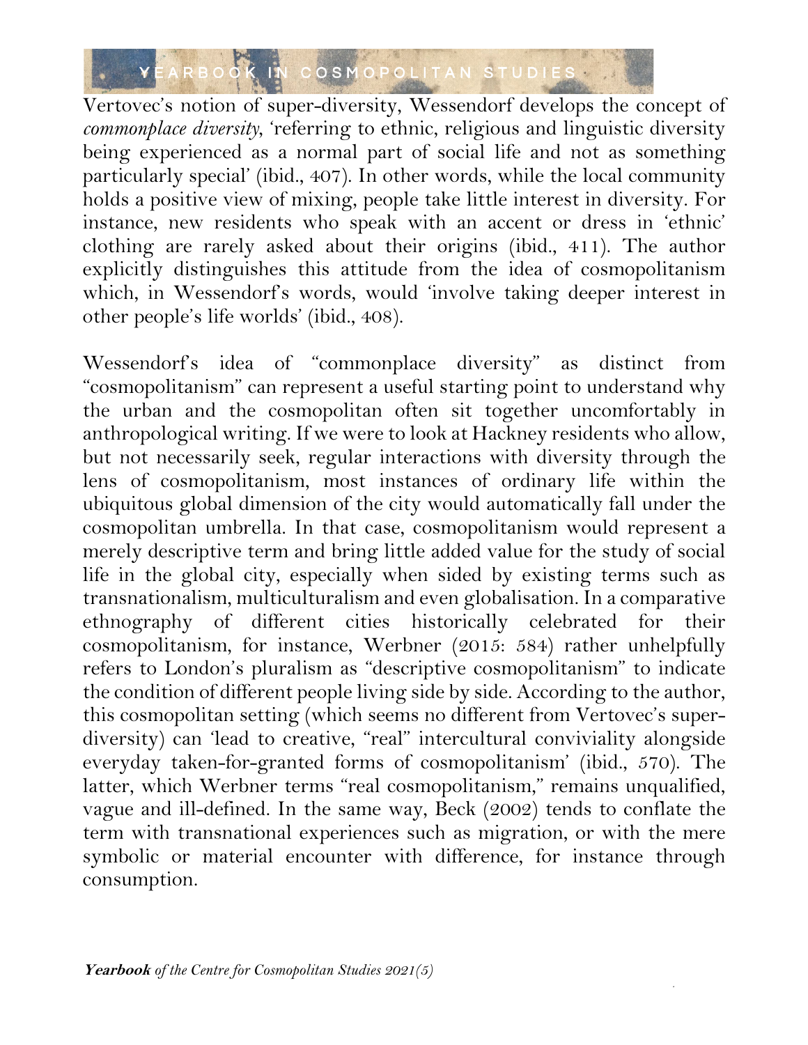Vertovec's notion of super-diversity, Wessendorf develops the concept of *commonplace diversity*, 'referring to ethnic, religious and linguistic diversity being experienced as a normal part of social life and not as something particularly special' (ibid., 407). In other words, while the local community holds a positive view of mixing, people take little interest in diversity. For instance, new residents who speak with an accent or dress in 'ethnic' clothing are rarely asked about their origins (ibid., 411). The author explicitly distinguishes this attitude from the idea of cosmopolitanism which, in Wessendorf's words, would 'involve taking deeper interest in other people's life worlds' (ibid., 408).

Wessendorf's idea of "commonplace diversity" as distinct from "cosmopolitanism" can represent a useful starting point to understand why the urban and the cosmopolitan often sit together uncomfortably in anthropological writing. If we were to look at Hackney residents who allow, but not necessarily seek, regular interactions with diversity through the lens of cosmopolitanism, most instances of ordinary life within the ubiquitous global dimension of the city would automatically fall under the cosmopolitan umbrella. In that case, cosmopolitanism would represent a merely descriptive term and bring little added value for the study of social life in the global city, especially when sided by existing terms such as transnationalism, multiculturalism and even globalisation. In a comparative ethnography of different cities historically celebrated for their cosmopolitanism, for instance, Werbner (2015: 584) rather unhelpfully refers to London's pluralism as "descriptive cosmopolitanism" to indicate the condition of different people living side by side. According to the author, this cosmopolitan setting (which seems no different from Vertovec's super-diversity) can 'lead to creative, "real" intercultural conviviality alongside everyday taken-for-granted forms of cosmopolitanism' (ibid., 570). The latter, which Werbner terms "real cosmopolitanism," remains unqualified, vague and ill-defined. In the same way, Beck (2002) tends to conflate the term with transnational experiences such as migration, or with the mere symbolic or material encounter with difference, for instance through consumption.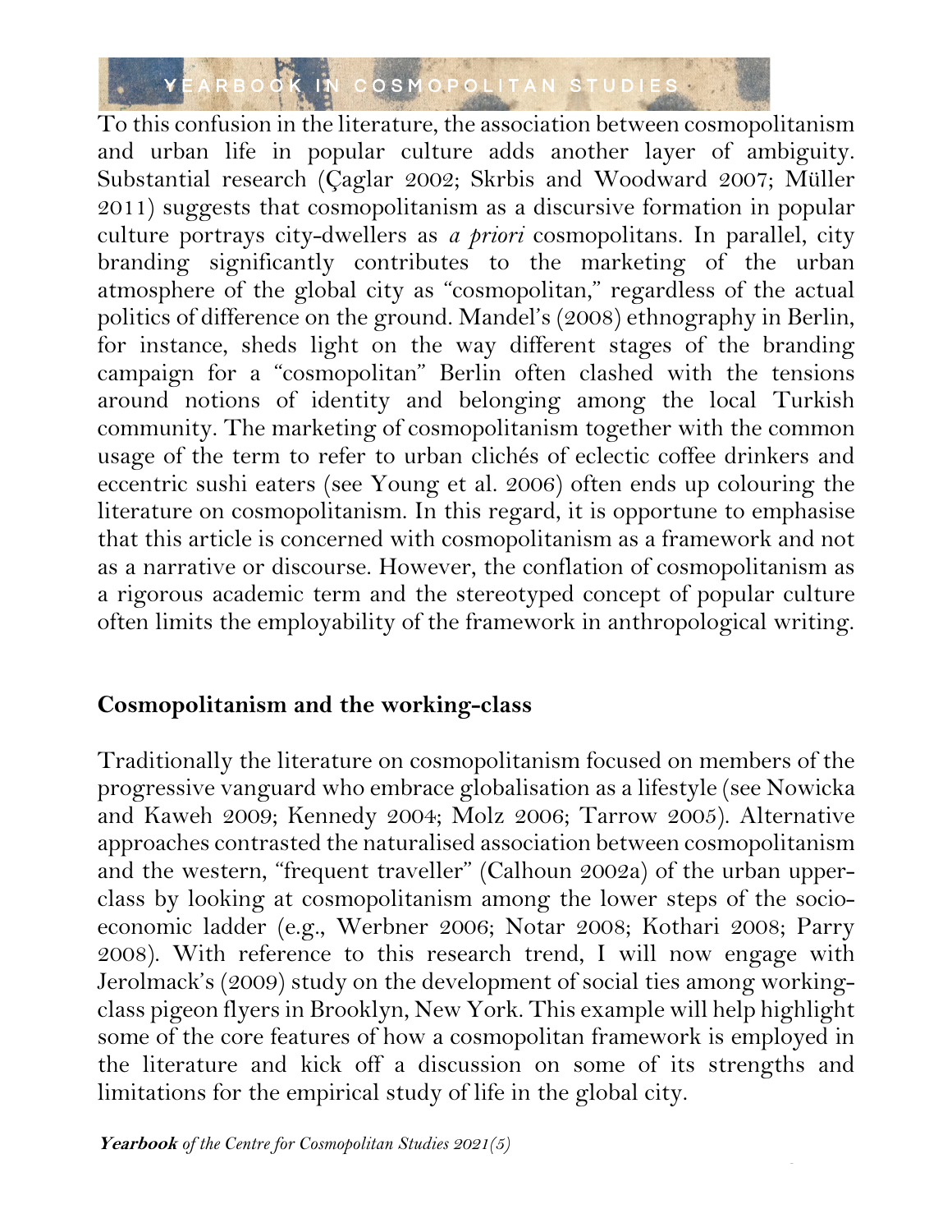To this confusion in the literature, the association between cosmopolitanism and urban life in popular culture adds another layer of ambiguity. Substantial research (Çaglar 2002; Skrbis and Woodward 2007; Müller 2011) suggests that cosmopolitanism as a discursive formation in popular culture portrays city-dwellers as *a priori* cosmopolitans. In parallel, city branding significantly contributes to the marketing of the urban atmosphere of the global city as "cosmopolitan," regardless of the actual politics of difference on the ground. Mandel's (2008) ethnography in Berlin, for instance, sheds light on the way different stages of the branding campaign for a "cosmopolitan" Berlin often clashed with the tensions around notions of identity and belonging among the local Turkish community. The marketing of cosmopolitanism together with the common usage of the term to refer to urban clichés of eclectic coffee drinkers and eccentric sushi eaters (see Young et al. 2006) often ends up colouring the literature on cosmopolitanism. In this regard, it is opportune to emphasise that this article is concerned with cosmopolitanism as a framework and not as a narrative or discourse. However, the conflation of cosmopolitanism as a rigorous academic term and the stereotyped concept of popular culture often limits the employability of the framework in anthropological writing.

## Cosmopolitanism and the working-class

Traditionally the literature on cosmopolitanism focused on members of the progressive vanguard who embrace globalisation as a lifestyle (see Nowicka and Kaweh 2009; Kennedy 2004; Molz 2006; Tarrow 2005). Alternative approaches contrasted the naturalised association between cosmopolitanism and the western, "frequent traveller" (Calhoun 2002a) of the urban upper-class by looking at cosmopolitanism among the lower steps of the socio-economic ladder (e.g., Werbner 2006; Notar 2008; Kothari 2008; Parry 2008). With reference to this research trend, I will now engage with Jerolmack's (2009) study on the development of social ties among working-class pigeon flyers in Brooklyn, New York. This example will help highlight some of the core features of how a cosmopolitan framework is employed in the literature and kick off a discussion on some of its strengths and limitations for the empirical study of life in the global city.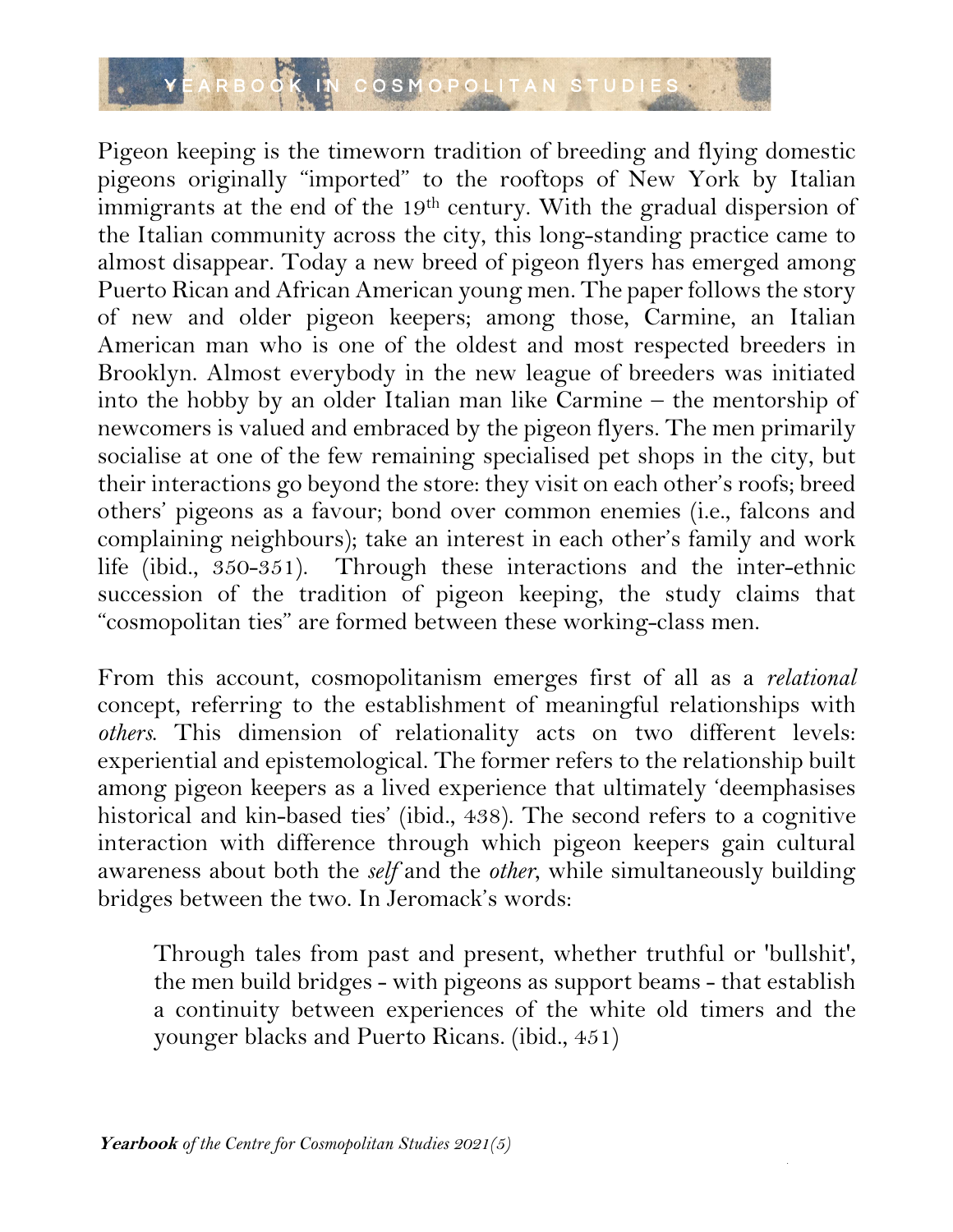Pigeon keeping is the timeworn tradition of breeding and flying domestic pigeons originally "imported" to the rooftops of New York by Italian immigrants at the end of the 19th century. With the gradual dispersion of the Italian community across the city, this long-standing practice came to almost disappear. Today a new breed of pigeon flyers has emerged among Puerto Rican and African American young men. The paper follows the story of new and older pigeon keepers; among those, Carmine, an Italian American man who is one of the oldest and most respected breeders in Brooklyn. Almost everybody in the new league of breeders was initiated into the hobby by an older Italian man like Carmine – the mentorship of newcomers is valued and embraced by the pigeon flyers. The men primarily socialise at one of the few remaining specialised pet shops in the city, but their interactions go beyond the store: they visit on each other's roofs; breed others' pigeons as a favour; bond over common enemies (i.e., falcons and complaining neighbours); take an interest in each other's family and work life (ibid., 350-351). Through these interactions and the inter-ethnic succession of the tradition of pigeon keeping, the study claims that "cosmopolitan ties" are formed between these working-class men.

From this account, cosmopolitanism emerges first of all as a *relational* concept, referring to the establishment of meaningful relationships with *others*. This dimension of relationality acts on two different levels: experiential and epistemological. The former refers to the relationship built among pigeon keepers as a lived experience that ultimately 'deemphasises historical and kin-based ties' (ibid., 438). The second refers to a cognitive interaction with difference through which pigeon keepers gain cultural awareness about both the *self* and the *other*, while simultaneously building bridges between the two. In Jeromack's words:

> Through tales from past and present, whether truthful or 'bullshit', the men build bridges - with pigeons as support beams - that establish a continuity between experiences of the white old timers and the younger blacks and Puerto Ricans. (ibid., 451)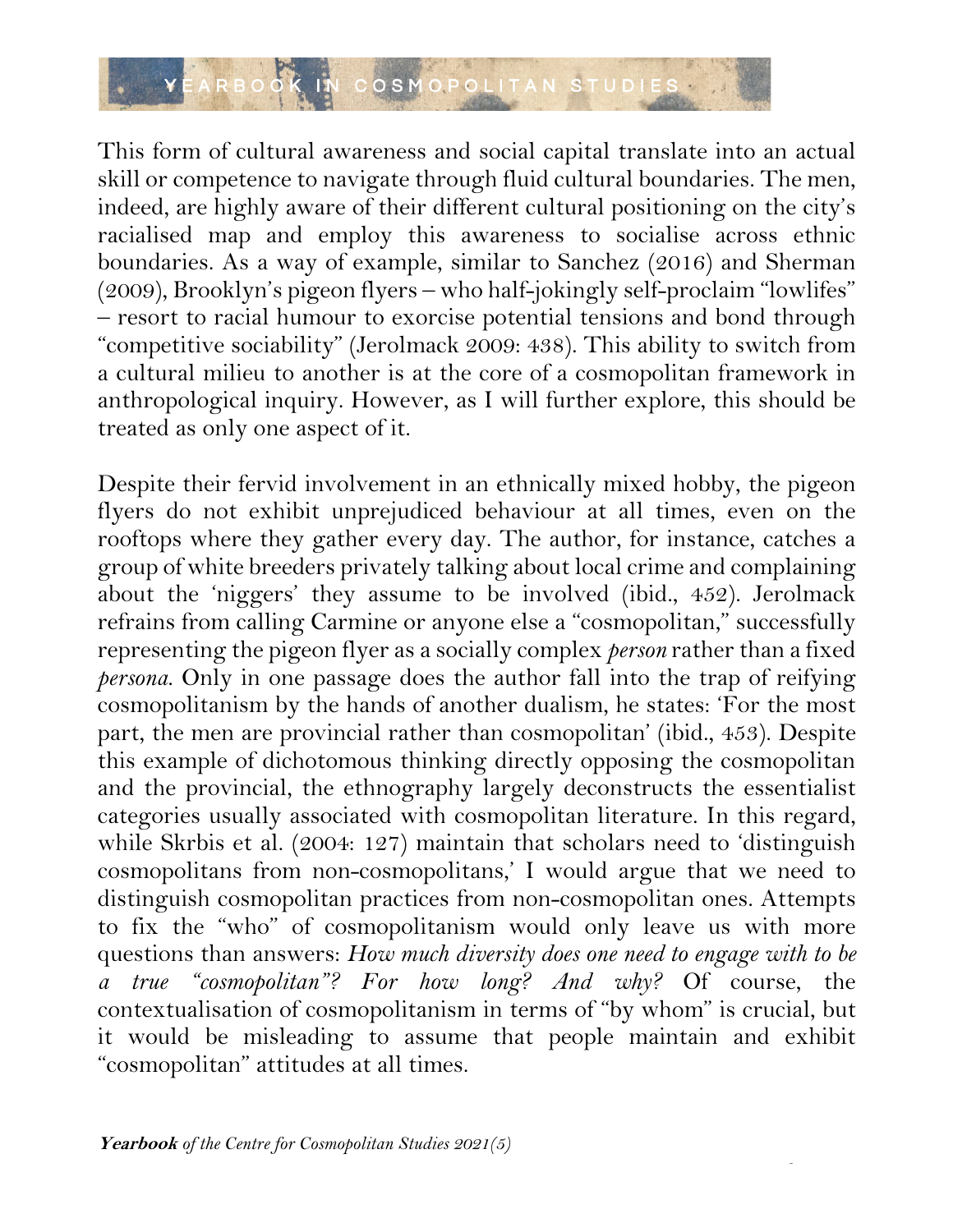This form of cultural awareness and social capital translate into an actual skill or competence to navigate through fluid cultural boundaries. The men, indeed, are highly aware of their different cultural positioning on the city's racialised map and employ this awareness to socialise across ethnic boundaries. As a way of example, similar to Sanchez (2016) and Sherman (2009), Brooklyn's pigeon flyers – who half-jokingly self-proclaim "lowlifes" – resort to racial humour to exorcise potential tensions and bond through "competitive sociability" (Jerolmack 2009: 438). This ability to switch from a cultural milieu to another is at the core of a cosmopolitan framework in anthropological inquiry. However, as I will further explore, this should be treated as only one aspect of it.

Despite their fervid involvement in an ethnically mixed hobby, the pigeon flyers do not exhibit unprejudiced behaviour at all times, even on the rooftops where they gather every day. The author, for instance, catches a group of white breeders privately talking about local crime and complaining about the 'niggers' they assume to be involved (ibid., 452). Jerolmack refrains from calling Carmine or anyone else a "cosmopolitan," successfully representing the pigeon flyer as a socially complex *person* rather than a fixed *persona*. Only in one passage does the author fall into the trap of reifying cosmopolitanism by the hands of another dualism, he states: 'For the most part, the men are provincial rather than cosmopolitan' (ibid., 453). Despite this example of dichotomous thinking directly opposing the cosmopolitan and the provincial, the ethnography largely deconstructs the essentialist categories usually associated with cosmopolitan literature. In this regard, while Skrbis et al. (2004: 127) maintain that scholars need to 'distinguish cosmopolitans from non-cosmopolitans,' I would argue that we need to distinguish cosmopolitan practices from non-cosmopolitan ones. Attempts to fix the "who" of cosmopolitanism would only leave us with more questions than answers: *How much diversity does one need to engage with to be a true "cosmopolitan"? For how long? And why?* Of course, the contextualisation of cosmopolitanism in terms of "by whom" is crucial, but it would be misleading to assume that people maintain and exhibit "cosmopolitan" attitudes at all times.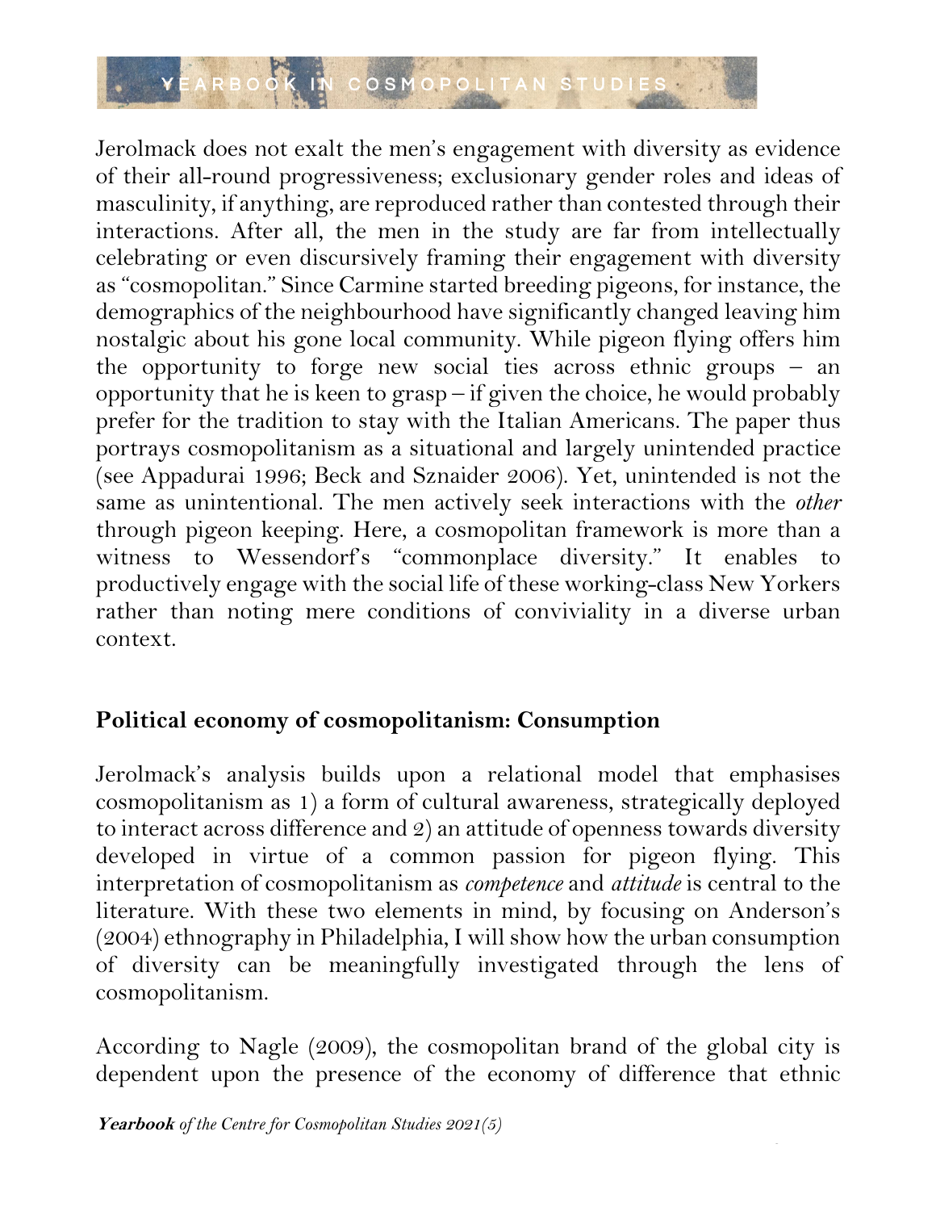Jerolmack does not exalt the men's engagement with diversity as evidence of their all-round progressiveness; exclusionary gender roles and ideas of masculinity, if anything, are reproduced rather than contested through their interactions. After all, the men in the study are far from intellectually celebrating or even discursively framing their engagement with diversity as "cosmopolitan." Since Carmine started breeding pigeons, for instance, the demographics of the neighbourhood have significantly changed leaving him nostalgic about his gone local community. While pigeon flying offers him the opportunity to forge new social ties across ethnic groups – an opportunity that he is keen to grasp – if given the choice, he would probably prefer for the tradition to stay with the Italian Americans. The paper thus portrays cosmopolitanism as a situational and largely unintended practice (see Appadurai 1996; Beck and Sznaider 2006). Yet, unintended is not the same as unintentional. The men actively seek interactions with the *other* through pigeon keeping. Here, a cosmopolitan framework is more than a witness to Wessendorf's "commonplace diversity." It enables to productively engage with the social life of these working-class New Yorkers rather than noting mere conditions of conviviality in a diverse urban context.

## Political economy of cosmopolitanism: Consumption

Jerolmack's analysis builds upon a relational model that emphasises cosmopolitanism as 1) a form of cultural awareness, strategically deployed to interact across difference and 2) an attitude of openness towards diversity developed in virtue of a common passion for pigeon flying. This interpretation of cosmopolitanism as *competence* and *attitude* is central to the literature. With these two elements in mind, by focusing on Anderson's (2004) ethnography in Philadelphia, I will show how the urban consumption of diversity can be meaningfully investigated through the lens of cosmopolitanism.

According to Nagle (2009), the cosmopolitan brand of the global city is dependent upon the presence of the economy of difference that ethnic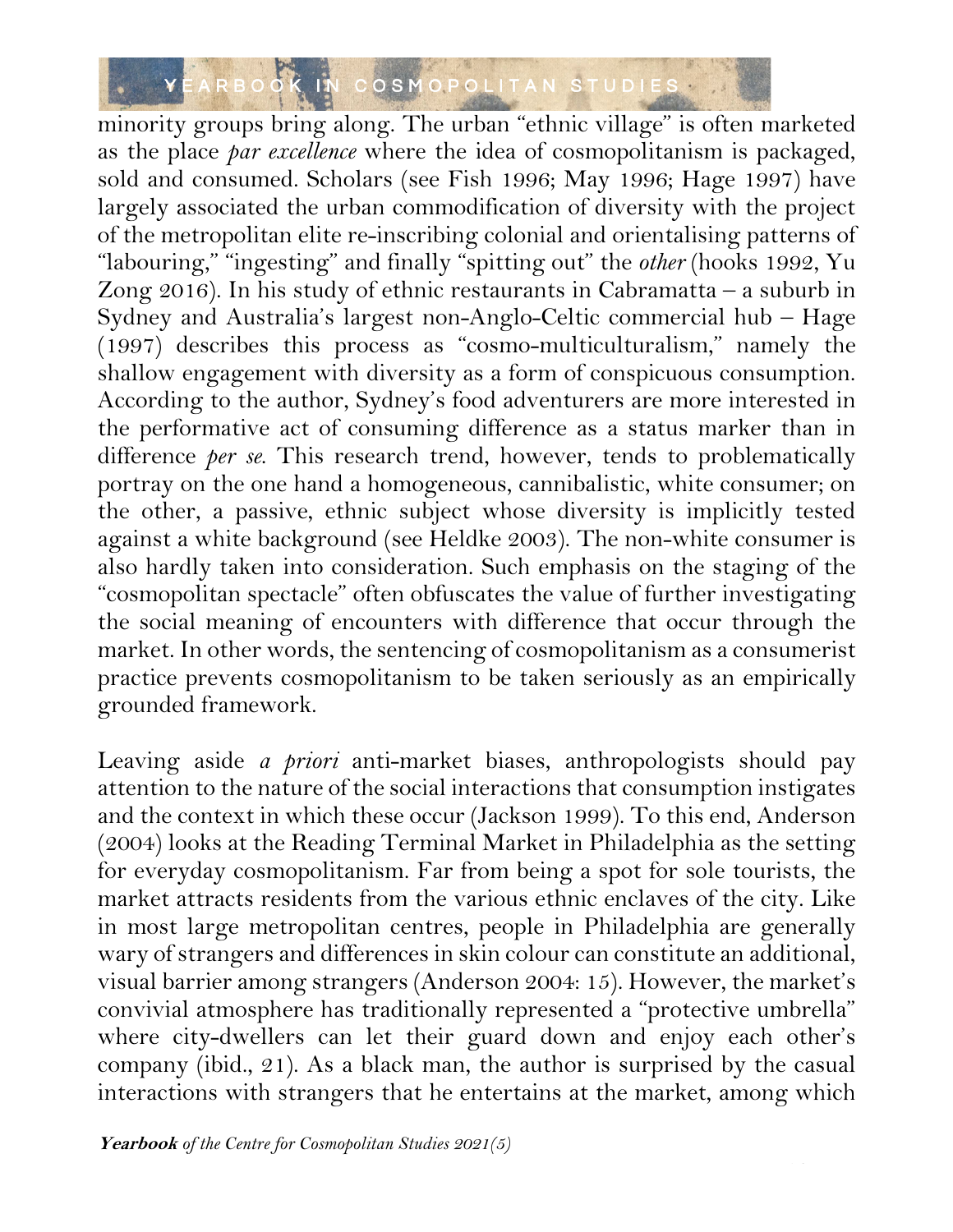minority groups bring along. The urban "ethnic village" is often marketed as the place *par excellence* where the idea of cosmopolitanism is packaged, sold and consumed. Scholars (see Fish 1996; May 1996; Hage 1997) have largely associated the urban commodification of diversity with the project of the metropolitan elite re-inscribing colonial and orientalising patterns of "labouring," "ingesting" and finally "spitting out" the *other* (hooks 1992, Yu Zong 2016). In his study of ethnic restaurants in Cabramatta – a suburb in Sydney and Australia's largest non-Anglo-Celtic commercial hub – Hage (1997) describes this process as "cosmo-multiculturalism," namely the shallow engagement with diversity as a form of conspicuous consumption. According to the author, Sydney's food adventurers are more interested in the performative act of consuming difference as a status marker than in difference *per se*. This research trend, however, tends to problematically portray on the one hand a homogeneous, cannibalistic, white consumer; on the other, a passive, ethnic subject whose diversity is implicitly tested against a white background (see Heldke 2003). The non-white consumer is also hardly taken into consideration. Such emphasis on the staging of the "cosmopolitan spectacle" often obfuscates the value of further investigating the social meaning of encounters with difference that occur through the market. In other words, the sentencing of cosmopolitanism as a consumerist practice prevents cosmopolitanism to be taken seriously as an empirically grounded framework.

Leaving aside *a priori* anti-market biases, anthropologists should pay attention to the nature of the social interactions that consumption instigates and the context in which these occur (Jackson 1999). To this end, Anderson (2004) looks at the Reading Terminal Market in Philadelphia as the setting for everyday cosmopolitanism. Far from being a spot for sole tourists, the market attracts residents from the various ethnic enclaves of the city. Like in most large metropolitan centres, people in Philadelphia are generally wary of strangers and differences in skin colour can constitute an additional, visual barrier among strangers (Anderson 2004: 15). However, the market's convivial atmosphere has traditionally represented a "protective umbrella" where city-dwellers can let their guard down and enjoy each other's company (ibid., 21). As a black man, the author is surprised by the casual interactions with strangers that he entertains at the market, among which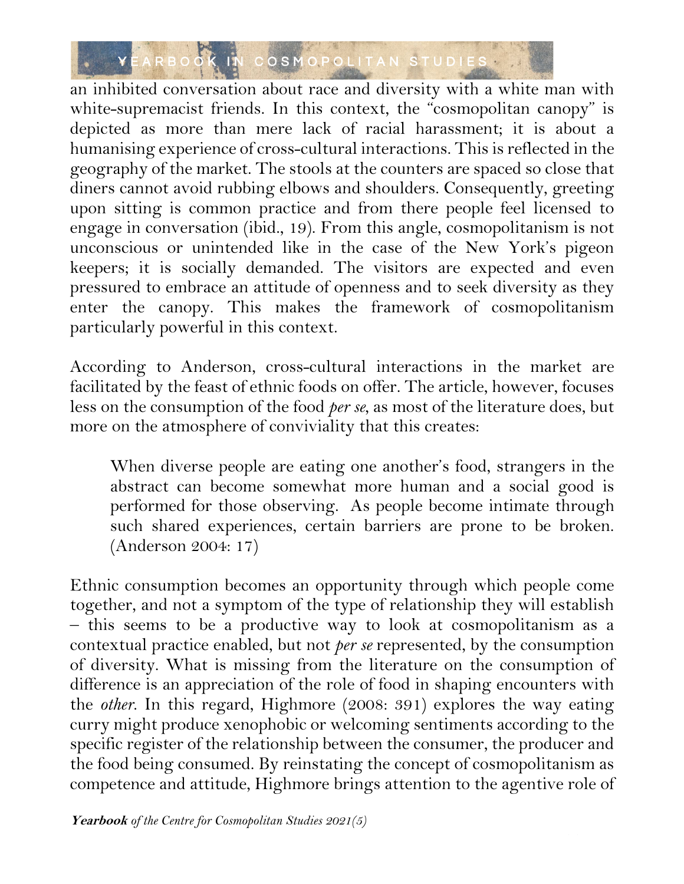an inhibited conversation about race and diversity with a white man with white-supremacist friends. In this context, the "cosmopolitan canopy" is depicted as more than mere lack of racial harassment; it is about a humanising experience of cross-cultural interactions. This is reflected in the geography of the market. The stools at the counters are spaced so close that diners cannot avoid rubbing elbows and shoulders. Consequently, greeting upon sitting is common practice and from there people feel licensed to engage in conversation (ibid., 19). From this angle, cosmopolitanism is not unconscious or unintended like in the case of the New York's pigeon keepers; it is socially demanded. The visitors are expected and even pressured to embrace an attitude of openness and to seek diversity as they enter the canopy. This makes the framework of cosmopolitanism particularly powerful in this context.

According to Anderson, cross-cultural interactions in the market are facilitated by the feast of ethnic foods on offer. The article, however, focuses less on the consumption of the food *per se*, as most of the literature does, but more on the atmosphere of conviviality that this creates:

> When diverse people are eating one another's food, strangers in the abstract can become somewhat more human and a social good is performed for those observing. As people become intimate through such shared experiences, certain barriers are prone to be broken. (Anderson 2004: 17)

Ethnic consumption becomes an opportunity through which people come together, and not a symptom of the type of relationship they will establish – this seems to be a productive way to look at cosmopolitanism as a contextual practice enabled, but not *per se* represented, by the consumption of diversity. What is missing from the literature on the consumption of difference is an appreciation of the role of food in shaping encounters with the *other*. In this regard, Highmore (2008: 391) explores the way eating curry might produce xenophobic or welcoming sentiments according to the specific register of the relationship between the consumer, the producer and the food being consumed. By reinstating the concept of cosmopolitanism as competence and attitude, Highmore brings attention to the agentive role of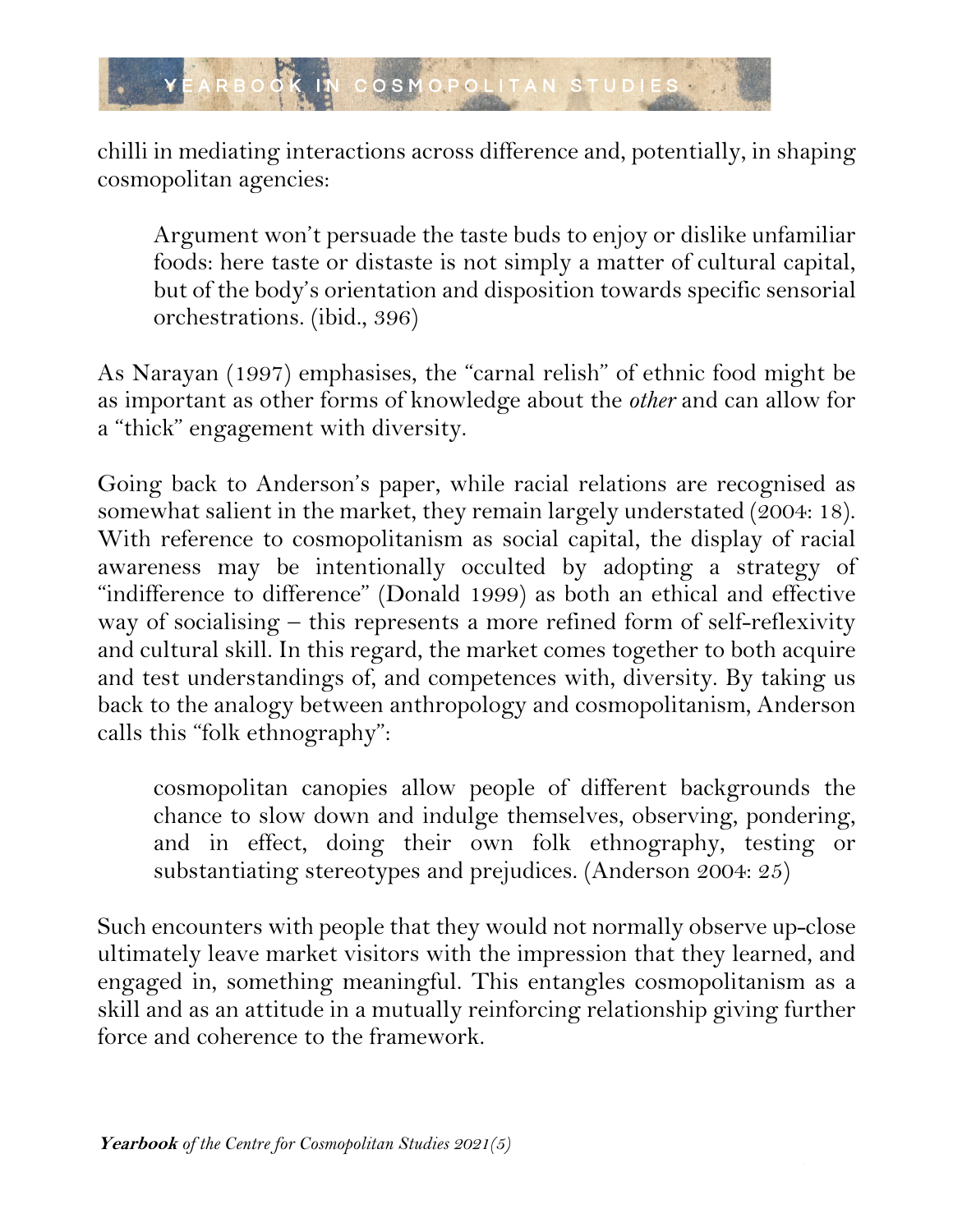chilli in mediating interactions across difference and, potentially, in shaping cosmopolitan agencies:

> Argument won't persuade the taste buds to enjoy or dislike unfamiliar foods: here taste or distaste is not simply a matter of cultural capital, but of the body's orientation and disposition towards specific sensorial orchestrations. (ibid., 396)

As Narayan (1997) emphasises, the "carnal relish" of ethnic food might be as important as other forms of knowledge about the *other* and can allow for a "thick" engagement with diversity.

Going back to Anderson's paper, while racial relations are recognised as somewhat salient in the market, they remain largely understated (2004: 18). With reference to cosmopolitanism as social capital, the display of racial awareness may be intentionally occulted by adopting a strategy of "indifference to difference" (Donald 1999) as both an ethical and effective way of socialising – this represents a more refined form of self-reflexivity and cultural skill. In this regard, the market comes together to both acquire and test understandings of, and competences with, diversity. By taking us back to the analogy between anthropology and cosmopolitanism, Anderson calls this "folk ethnography":

> cosmopolitan canopies allow people of different backgrounds the chance to slow down and indulge themselves, observing, pondering, and in effect, doing their own folk ethnography, testing or substantiating stereotypes and prejudices. (Anderson 2004: 25)

Such encounters with people that they would not normally observe up-close ultimately leave market visitors with the impression that they learned, and engaged in, something meaningful. This entangles cosmopolitanism as a skill and as an attitude in a mutually reinforcing relationship giving further force and coherence to the framework.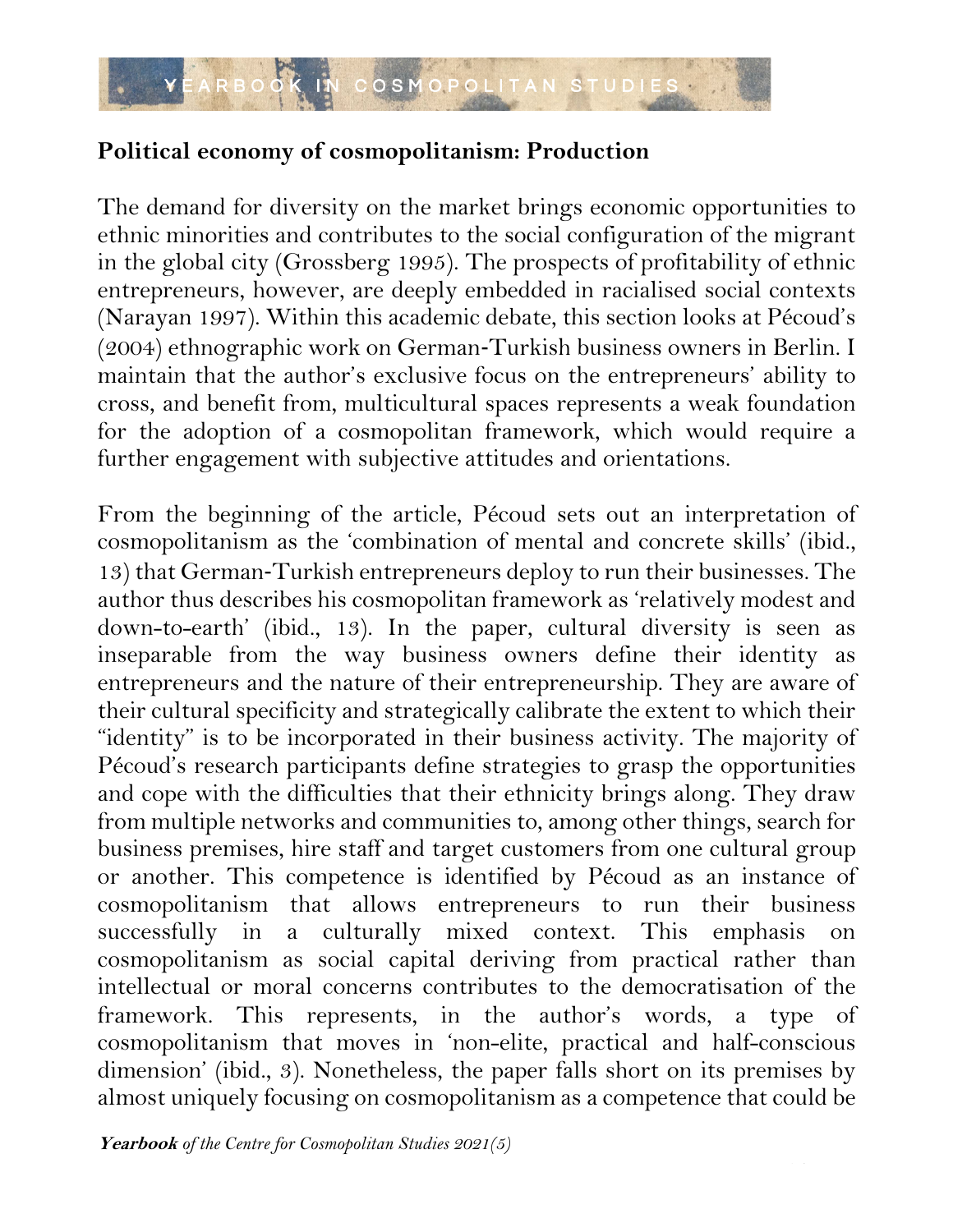**Political economy of cosmopolitanism: Production**

The demand for diversity on the market brings economic opportunities to ethnic minorities and contributes to the social configuration of the migrant in the global city (Grossberg 1995). The prospects of profitability of ethnic entrepreneurs, however, are deeply embedded in racialised social contexts (Narayan 1997). Within this academic debate, this section looks at Pécoud's (2004) ethnographic work on German-Turkish business owners in Berlin. I maintain that the author's exclusive focus on the entrepreneurs' ability to cross, and benefit from, multicultural spaces represents a weak foundation for the adoption of a cosmopolitan framework, which would require a further engagement with subjective attitudes and orientations.

From the beginning of the article, Pécoud sets out an interpretation of cosmopolitanism as the 'combination of mental and concrete skills' (ibid., 13) that German-Turkish entrepreneurs deploy to run their businesses. The author thus describes his cosmopolitan framework as 'relatively modest and down-to-earth' (ibid., 13). In the paper, cultural diversity is seen as inseparable from the way business owners define their identity as entrepreneurs and the nature of their entrepreneurship. They are aware of their cultural specificity and strategically calibrate the extent to which their "identity" is to be incorporated in their business activity. The majority of Pécoud's research participants define strategies to grasp the opportunities and cope with the difficulties that their ethnicity brings along. They draw from multiple networks and communities to, among other things, search for business premises, hire staff and target customers from one cultural group or another. This competence is identified by Pécoud as an instance of cosmopolitanism that allows entrepreneurs to run their business successfully in a culturally mixed context. This emphasis on cosmopolitanism as social capital deriving from practical rather than intellectual or moral concerns contributes to the democratisation of the framework. This represents, in the author's words, a type of cosmopolitanism that moves in 'non-elite, practical and half-conscious dimension' (ibid., 3). Nonetheless, the paper falls short on its premises by almost uniquely focusing on cosmopolitanism as a competence that could be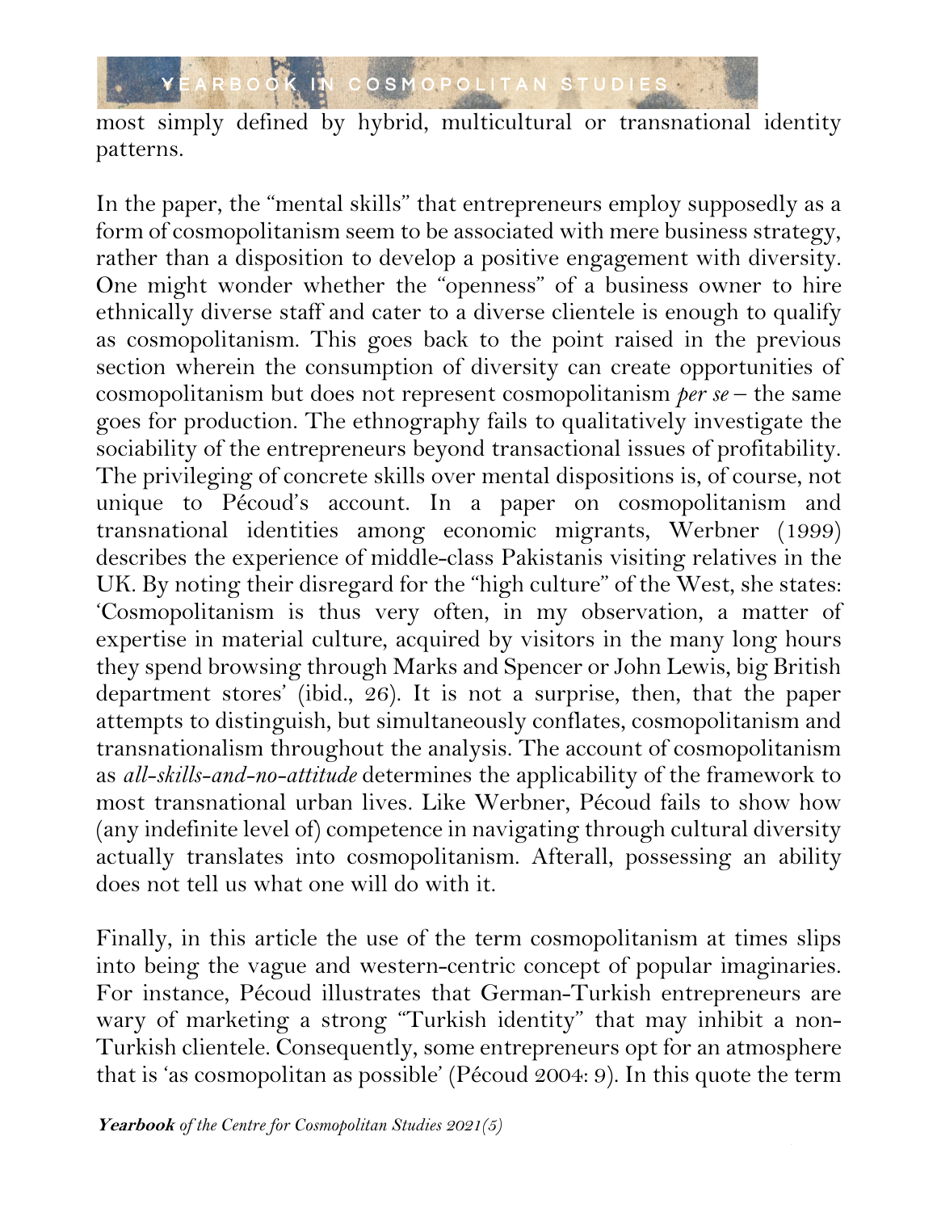most simply defined by hybrid, multicultural or transnational identity patterns.

In the paper, the "mental skills" that entrepreneurs employ supposedly as a form of cosmopolitanism seem to be associated with mere business strategy, rather than a disposition to develop a positive engagement with diversity. One might wonder whether the "openness" of a business owner to hire ethnically diverse staff and cater to a diverse clientele is enough to qualify as cosmopolitanism. This goes back to the point raised in the previous section wherein the consumption of diversity can create opportunities of cosmopolitanism but does not represent cosmopolitanism *per se* – the same goes for production. The ethnography fails to qualitatively investigate the sociability of the entrepreneurs beyond transactional issues of profitability. The privileging of concrete skills over mental dispositions is, of course, not unique to Pécoud's account. In a paper on cosmopolitanism and transnational identities among economic migrants, Werbner (1999) describes the experience of middle-class Pakistanis visiting relatives in the UK. By noting their disregard for the "high culture" of the West, she states: 'Cosmopolitanism is thus very often, in my observation, a matter of expertise in material culture, acquired by visitors in the many long hours they spend browsing through Marks and Spencer or John Lewis, big British department stores' (ibid., 26). It is not a surprise, then, that the paper attempts to distinguish, but simultaneously conflates, cosmopolitanism and transnationalism throughout the analysis. The account of cosmopolitanism as *all-skills-and-no-attitude* determines the applicability of the framework to most transnational urban lives. Like Werbner, Pécoud fails to show how (any indefinite level of) competence in navigating through cultural diversity actually translates into cosmopolitanism. Afterall, possessing an ability does not tell us what one will do with it.

Finally, in this article the use of the term cosmopolitanism at times slips into being the vague and western-centric concept of popular imaginaries. For instance, Pécoud illustrates that German-Turkish entrepreneurs are wary of marketing a strong "Turkish identity" that may inhibit a non-Turkish clientele. Consequently, some entrepreneurs opt for an atmosphere that is 'as cosmopolitan as possible' (Pécoud 2004: 9). In this quote the term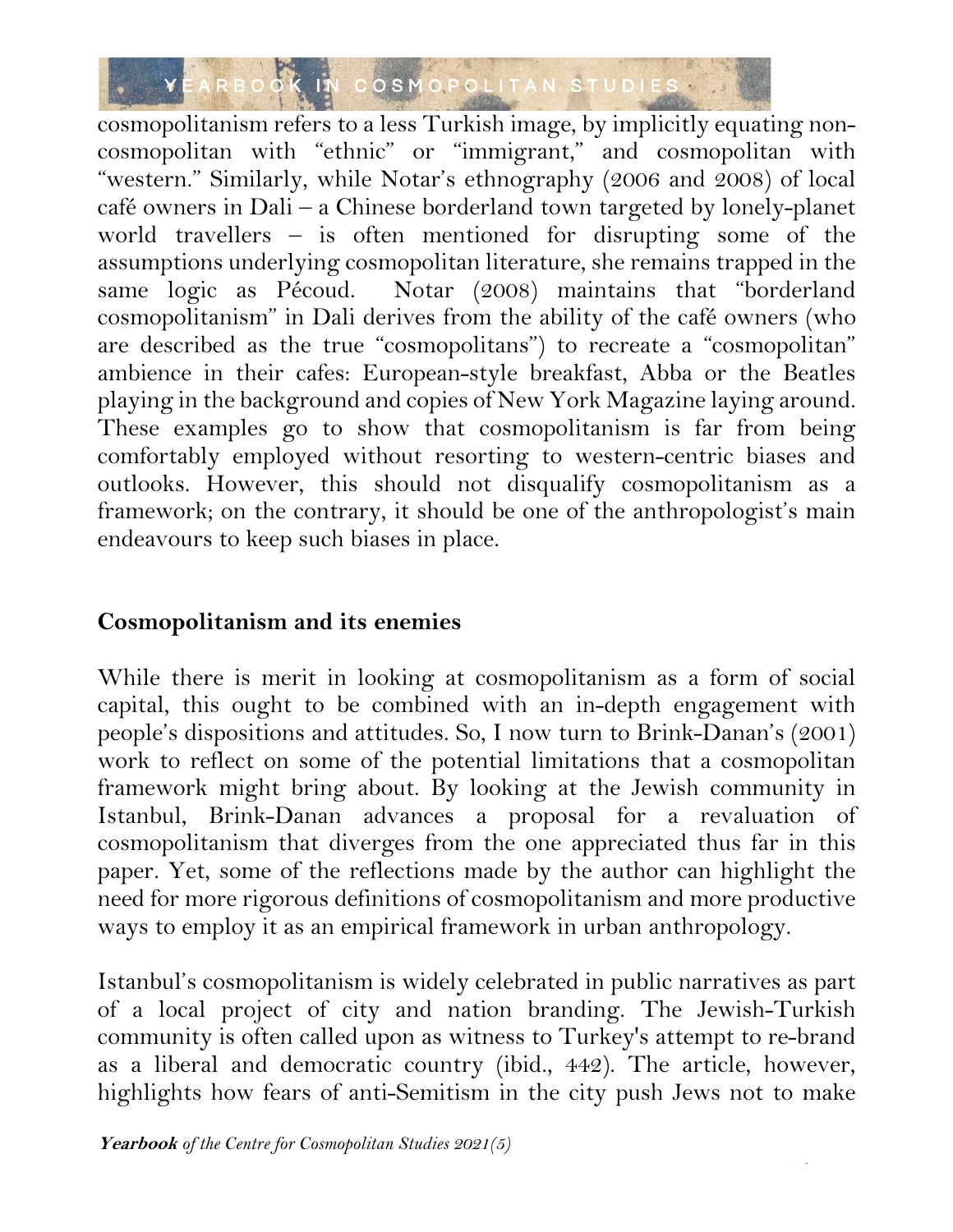cosmopolitanism refers to a less Turkish image, by implicitly equating non-cosmopolitan with "ethnic" or "immigrant," and cosmopolitan with "western." Similarly, while Notar's ethnography (2006 and 2008) of local café owners in Dali – a Chinese borderland town targeted by lonely-planet world travellers – is often mentioned for disrupting some of the assumptions underlying cosmopolitan literature, she remains trapped in the same logic as Pécoud. Notar (2008) maintains that "borderland cosmopolitanism" in Dali derives from the ability of the café owners (who are described as the true "cosmopolitans") to recreate a "cosmopolitan" ambience in their cafes: European-style breakfast, Abba or the Beatles playing in the background and copies of New York Magazine laying around. These examples go to show that cosmopolitanism is far from being comfortably employed without resorting to western-centric biases and outlooks. However, this should not disqualify cosmopolitanism as a framework; on the contrary, it should be one of the anthropologist's main endeavours to keep such biases in place.

## Cosmopolitanism and its enemies

While there is merit in looking at cosmopolitanism as a form of social capital, this ought to be combined with an in-depth engagement with people's dispositions and attitudes. So, I now turn to Brink-Danan's (2001) work to reflect on some of the potential limitations that a cosmopolitan framework might bring about. By looking at the Jewish community in Istanbul, Brink-Danan advances a proposal for a revaluation of cosmopolitanism that diverges from the one appreciated thus far in this paper. Yet, some of the reflections made by the author can highlight the need for more rigorous definitions of cosmopolitanism and more productive ways to employ it as an empirical framework in urban anthropology.

Istanbul's cosmopolitanism is widely celebrated in public narratives as part of a local project of city and nation branding. The Jewish-Turkish community is often called upon as witness to Turkey's attempt to re-brand as a liberal and democratic country (ibid., 442). The article, however, highlights how fears of anti-Semitism in the city push Jews not to make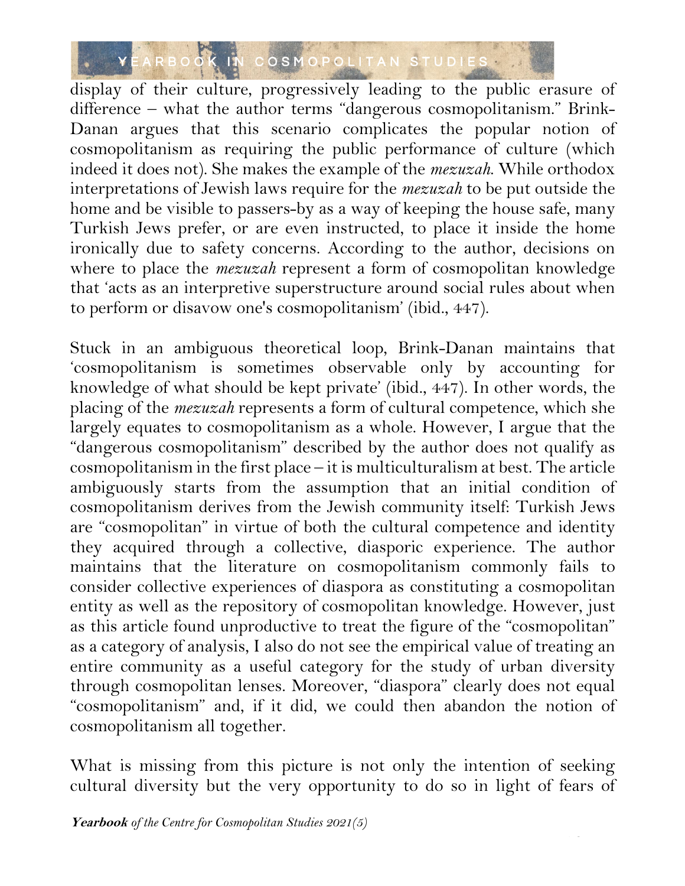display of their culture, progressively leading to the public erasure of difference – what the author terms "dangerous cosmopolitanism." Brink-Danan argues that this scenario complicates the popular notion of cosmopolitanism as requiring the public performance of culture (which indeed it does not). She makes the example of the *mezuzah*. While orthodox interpretations of Jewish laws require for the *mezuzah* to be put outside the home and be visible to passers-by as a way of keeping the house safe, many Turkish Jews prefer, or are even instructed, to place it inside the home ironically due to safety concerns. According to the author, decisions on where to place the *mezuzah* represent a form of cosmopolitan knowledge that 'acts as an interpretive superstructure around social rules about when to perform or disavow one's cosmopolitanism' (ibid., 447).

Stuck in an ambiguous theoretical loop, Brink-Danan maintains that 'cosmopolitanism is sometimes observable only by accounting for knowledge of what should be kept private' (ibid., 447). In other words, the placing of the *mezuzah* represents a form of cultural competence, which she largely equates to cosmopolitanism as a whole. However, I argue that the "dangerous cosmopolitanism" described by the author does not qualify as cosmopolitanism in the first place – it is multiculturalism at best. The article ambiguously starts from the assumption that an initial condition of cosmopolitanism derives from the Jewish community itself: Turkish Jews are "cosmopolitan" in virtue of both the cultural competence and identity they acquired through a collective, diasporic experience. The author maintains that the literature on cosmopolitanism commonly fails to consider collective experiences of diaspora as constituting a cosmopolitan entity as well as the repository of cosmopolitan knowledge. However, just as this article found unproductive to treat the figure of the "cosmopolitan" as a category of analysis, I also do not see the empirical value of treating an entire community as a useful category for the study of urban diversity through cosmopolitan lenses. Moreover, "diaspora" clearly does not equal "cosmopolitanism" and, if it did, we could then abandon the notion of cosmopolitanism all together.

What is missing from this picture is not only the intention of seeking cultural diversity but the very opportunity to do so in light of fears of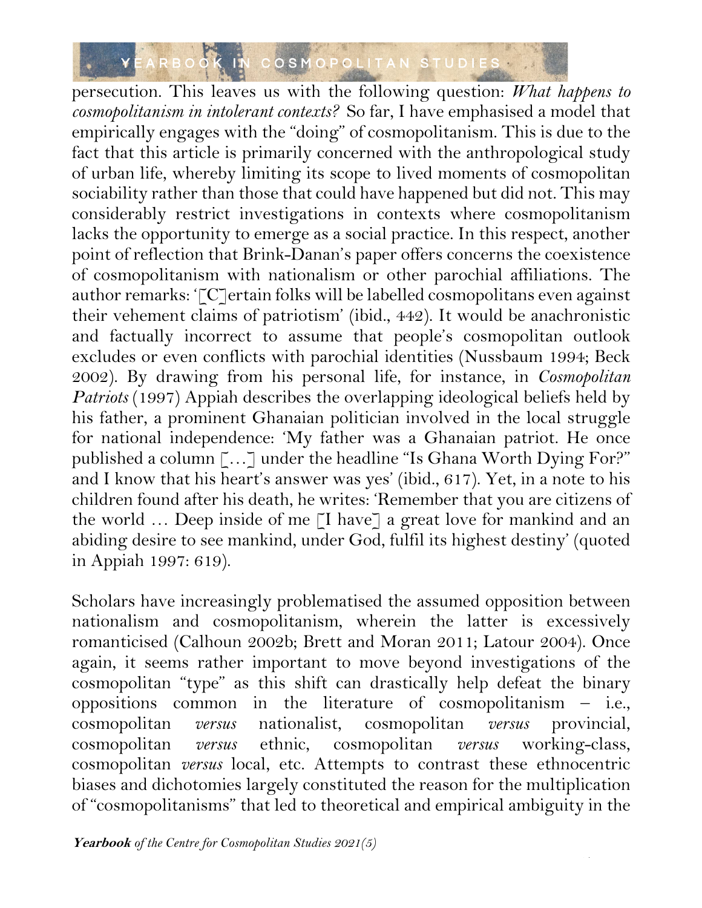persecution. This leaves us with the following question: *What happens to cosmopolitanism in intolerant contexts?* So far, I have emphasised a model that empirically engages with the "doing" of cosmopolitanism. This is due to the fact that this article is primarily concerned with the anthropological study of urban life, whereby limiting its scope to lived moments of cosmopolitan sociability rather than those that could have happened but did not. This may considerably restrict investigations in contexts where cosmopolitanism lacks the opportunity to emerge as a social practice. In this respect, another point of reflection that Brink-Danan's paper offers concerns the coexistence of cosmopolitanism with nationalism or other parochial affiliations. The author remarks: '[C]ertain folks will be labelled cosmopolitans even against their vehement claims of patriotism' (ibid., 442). It would be anachronistic and factually incorrect to assume that people's cosmopolitan outlook excludes or even conflicts with parochial identities (Nussbaum 1994; Beck 2002). By drawing from his personal life, for instance, in *Cosmopolitan Patriots* (1997) Appiah describes the overlapping ideological beliefs held by his father, a prominent Ghanaian politician involved in the local struggle for national independence: 'My father was a Ghanaian patriot. He once published a column […] under the headline "Is Ghana Worth Dying For?" and I know that his heart's answer was yes' (ibid., 617). Yet, in a note to his children found after his death, he writes: 'Remember that you are citizens of the world … Deep inside of me [I have] a great love for mankind and an abiding desire to see mankind, under God, fulfil its highest destiny' (quoted in Appiah 1997: 619).

Scholars have increasingly problematised the assumed opposition between nationalism and cosmopolitanism, wherein the latter is excessively romanticised (Calhoun 2002b; Brett and Moran 2011; Latour 2004). Once again, it seems rather important to move beyond investigations of the cosmopolitan "type" as this shift can drastically help defeat the binary oppositions common in the literature of cosmopolitanism – i.e., cosmopolitan *versus* nationalist, cosmopolitan *versus* provincial, cosmopolitan *versus* ethnic, cosmopolitan *versus* working-class, cosmopolitan *versus* local, etc. Attempts to contrast these ethnocentric biases and dichotomies largely constituted the reason for the multiplication of "cosmopolitanisms" that led to theoretical and empirical ambiguity in the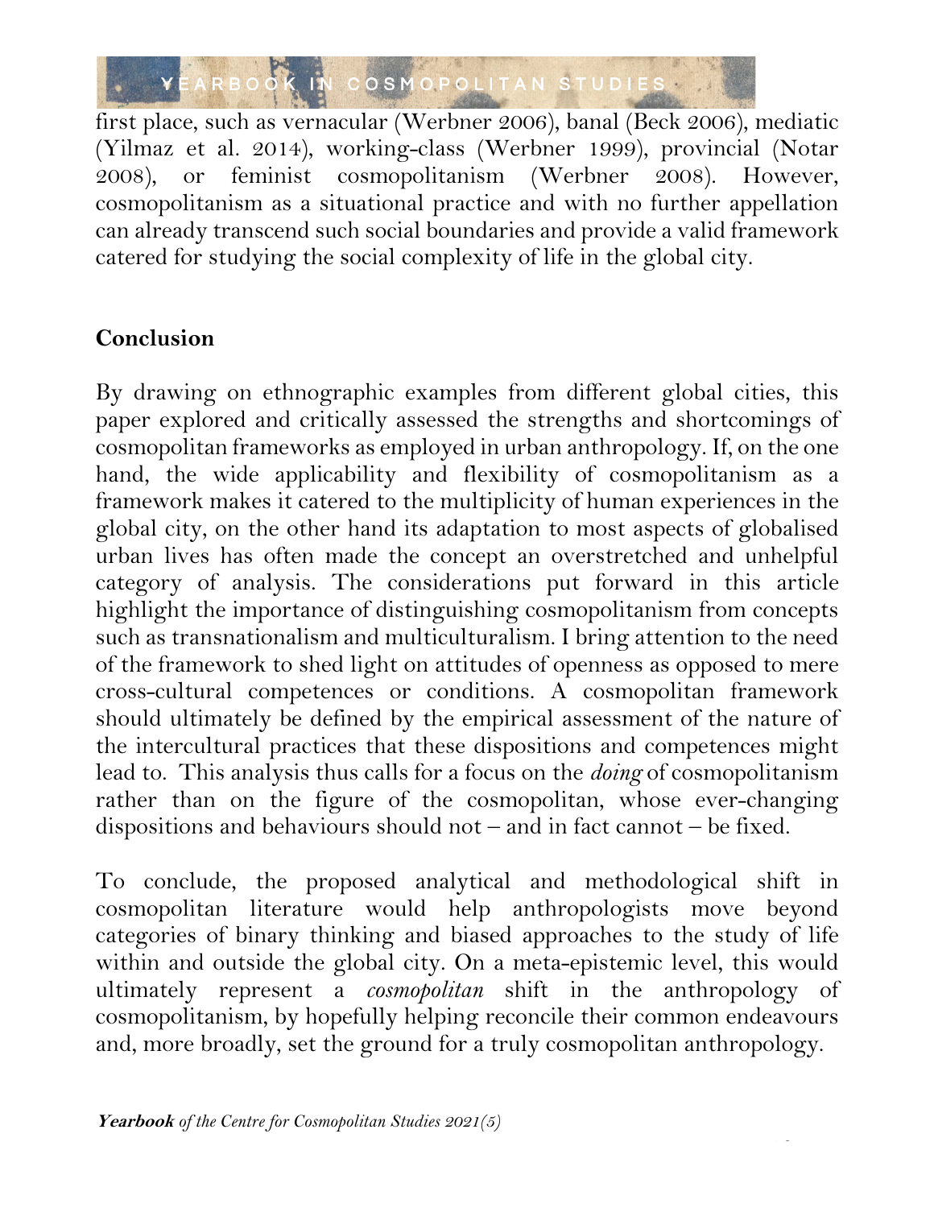first place, such as vernacular (Werbner 2006), banal (Beck 2006), mediatic (Yilmaz et al. 2014), working-class (Werbner 1999), provincial (Notar 2008), or feminist cosmopolitanism (Werbner 2008). However, cosmopolitanism as a situational practice and with no further appellation can already transcend such social boundaries and provide a valid framework catered for studying the social complexity of life in the global city.

## Conclusion

By drawing on ethnographic examples from different global cities, this paper explored and critically assessed the strengths and shortcomings of cosmopolitan frameworks as employed in urban anthropology. If, on the one hand, the wide applicability and flexibility of cosmopolitanism as a framework makes it catered to the multiplicity of human experiences in the global city, on the other hand its adaptation to most aspects of globalised urban lives has often made the concept an overstretched and unhelpful category of analysis. The considerations put forward in this article highlight the importance of distinguishing cosmopolitanism from concepts such as transnationalism and multiculturalism. I bring attention to the need of the framework to shed light on attitudes of openness as opposed to mere cross-cultural competences or conditions. A cosmopolitan framework should ultimately be defined by the empirical assessment of the nature of the intercultural practices that these dispositions and competences might lead to. This analysis thus calls for a focus on the *doing* of cosmopolitanism rather than on the figure of the cosmopolitan, whose ever-changing dispositions and behaviours should not – and in fact cannot – be fixed.

To conclude, the proposed analytical and methodological shift in cosmopolitan literature would help anthropologists move beyond categories of binary thinking and biased approaches to the study of life within and outside the global city. On a meta-epistemic level, this would ultimately represent a *cosmopolitan* shift in the anthropology of cosmopolitanism, by hopefully helping reconcile their common endeavours and, more broadly, set the ground for a truly cosmopolitan anthropology.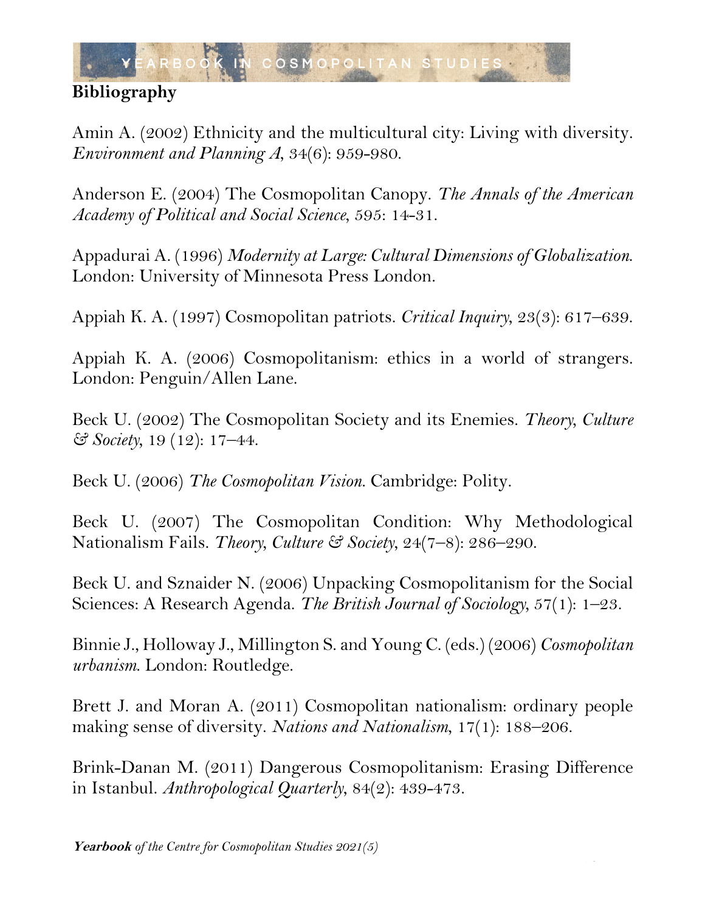## Bibliography

Amin A. (2002) Ethnicity and the multicultural city: Living with diversity. *Environment and Planning A*, 34(6): 959-980.

Anderson E. (2004) The Cosmopolitan Canopy. *The Annals of the American Academy of Political and Social Science*, 595: 14-31.

Appadurai A. (1996) *Modernity at Large: Cultural Dimensions of Globalization.* London: University of Minnesota Press London.

Appiah K. A. (1997) Cosmopolitan patriots. *Critical Inquiry*, 23(3): 617–639.

Appiah K. A. (2006) Cosmopolitanism: ethics in a world of strangers. London: Penguin/Allen Lane.

Beck U. (2002) The Cosmopolitan Society and its Enemies. *Theory, Culture & Society*, 19 (12): 17–44.

Beck U. (2006) *The Cosmopolitan Vision.* Cambridge: Polity.

Beck U. (2007) The Cosmopolitan Condition: Why Methodological Nationalism Fails. *Theory, Culture & Society*, 24(7–8): 286–290.

Beck U. and Sznaider N. (2006) Unpacking Cosmopolitanism for the Social Sciences: A Research Agenda. *The British Journal of Sociology*, 57(1): 1–23.

Binnie J., Holloway J., Millington S. and Young C. (eds.) (2006) *Cosmopolitan urbanism.* London: Routledge.

Brett J. and Moran A. (2011) Cosmopolitan nationalism: ordinary people making sense of diversity. *Nations and Nationalism*, 17(1): 188–206.

Brink-Danan M. (2011) Dangerous Cosmopolitanism: Erasing Difference in Istanbul. *Anthropological Quarterly*, 84(2): 439-473.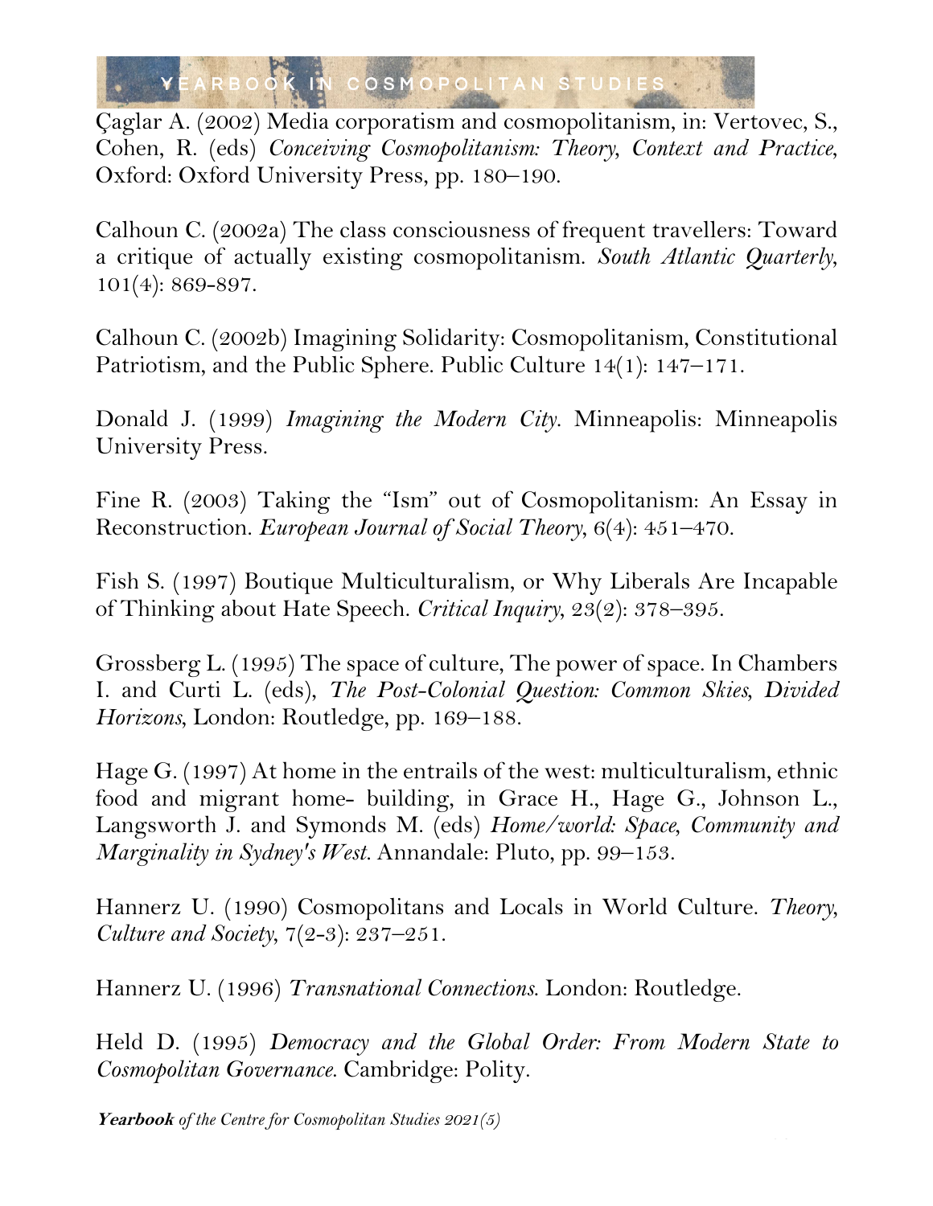Çaglar A. (2002) Media corporatism and cosmopolitanism, in: Vertovec, S., Cohen, R. (eds) *Conceiving Cosmopolitanism: Theory, Context and Practice*, Oxford: Oxford University Press, pp. 180–190.

Calhoun C. (2002a) The class consciousness of frequent travellers: Toward a critique of actually existing cosmopolitanism. *South Atlantic Quarterly*, 101(4): 869-897.

Calhoun C. (2002b) Imagining Solidarity: Cosmopolitanism, Constitutional Patriotism, and the Public Sphere. Public Culture 14(1): 147–171.

Donald J. (1999) *Imagining the Modern City*. Minneapolis: Minneapolis University Press.

Fine R. (2003) Taking the "Ism" out of Cosmopolitanism: An Essay in Reconstruction. *European Journal of Social Theory*, 6(4): 451–470.

Fish S. (1997) Boutique Multiculturalism, or Why Liberals Are Incapable of Thinking about Hate Speech. *Critical Inquiry*, 23(2): 378–395.

Grossberg L. (1995) The space of culture, The power of space. In Chambers I. and Curti L. (eds), *The Post-Colonial Question: Common Skies, Divided Horizons*, London: Routledge, pp. 169–188.

Hage G. (1997) At home in the entrails of the west: multiculturalism, ethnic food and migrant home- building, in Grace H., Hage G., Johnson L., Langsworth J. and Symonds M. (eds) *Home/world: Space, Community and Marginality in Sydney's West*. Annandale: Pluto, pp. 99–153.

Hannerz U. (1990) Cosmopolitans and Locals in World Culture. *Theory, Culture and Society*, 7(2-3): 237–251.

Hannerz U. (1996) *Transnational Connections*. London: Routledge.

Held D. (1995) *Democracy and the Global Order: From Modern State to Cosmopolitan Governance*. Cambridge: Polity.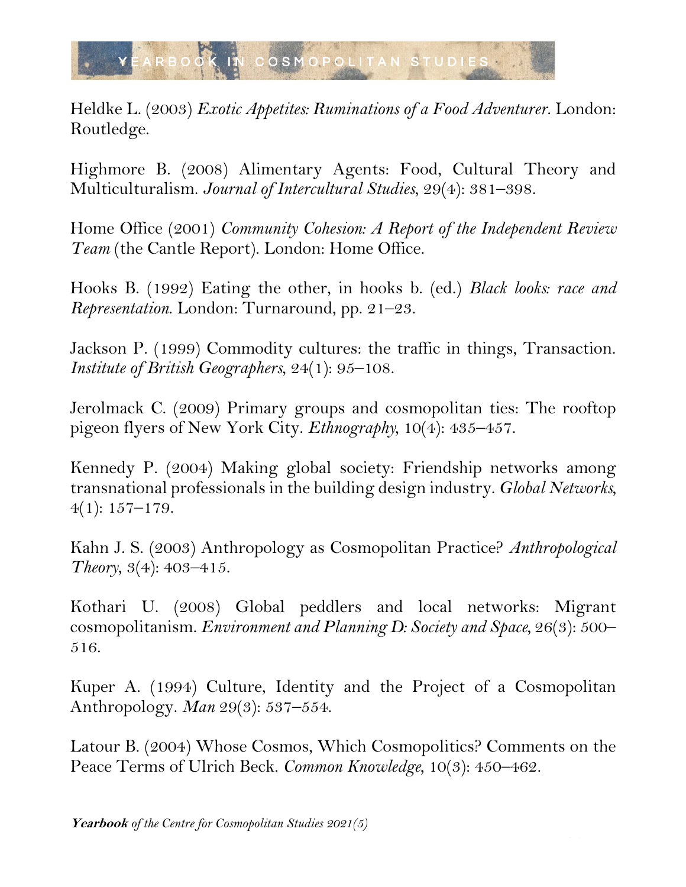Heldke L. (2003) *Exotic Appetites: Ruminations of a Food Adventurer*. London: Routledge.

Highmore B. (2008) Alimentary Agents: Food, Cultural Theory and Multiculturalism. *Journal of Intercultural Studies*, 29(4): 381–398.

Home Office (2001) *Community Cohesion: A Report of the Independent Review Team* (the Cantle Report). London: Home Office.

Hooks B. (1992) Eating the other, in hooks b. (ed.) *Black looks: race and Representation*. London: Turnaround, pp. 21–23.

Jackson P. (1999) Commodity cultures: the traffic in things, Transaction. *Institute of British Geographers*, 24(1): 95–108.

Jerolmack C. (2009) Primary groups and cosmopolitan ties: The rooftop pigeon flyers of New York City. *Ethnography*, 10(4): 435–457.

Kennedy P. (2004) Making global society: Friendship networks among transnational professionals in the building design industry. *Global Networks*, 4(1): 157–179.

Kahn J. S. (2003) Anthropology as Cosmopolitan Practice? *Anthropological Theory*, 3(4): 403–415.

Kothari U. (2008) Global peddlers and local networks: Migrant cosmopolitanism. *Environment and Planning D: Society and Space*, 26(3): 500–516.

Kuper A. (1994) Culture, Identity and the Project of a Cosmopolitan Anthropology. *Man* 29(3): 537–554.

Latour B. (2004) Whose Cosmos, Which Cosmopolitics? Comments on the Peace Terms of Ulrich Beck. *Common Knowledge*, 10(3): 450–462.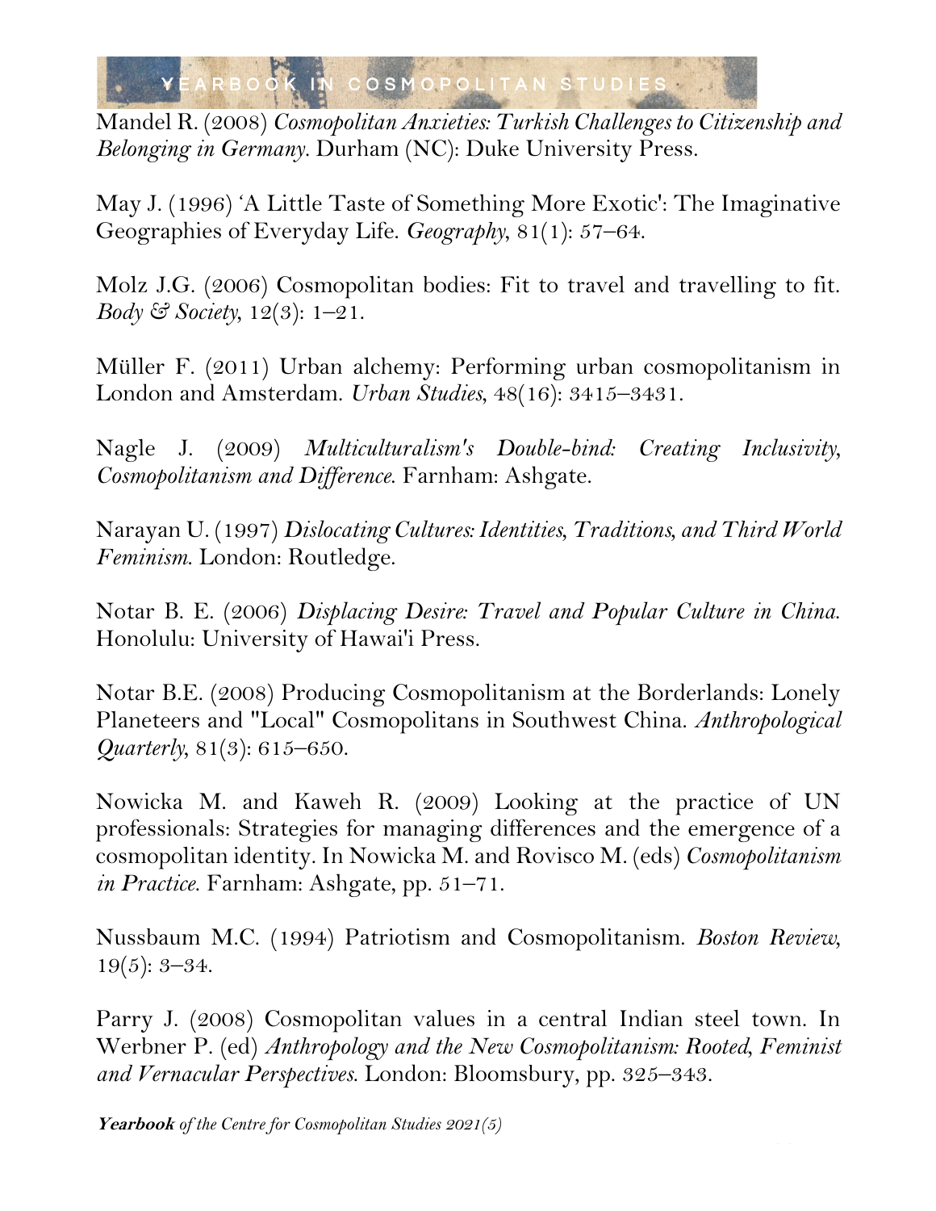Mandel R. (2008) *Cosmopolitan Anxieties: Turkish Challenges to Citizenship and Belonging in Germany*. Durham (NC): Duke University Press.

May J. (1996) 'A Little Taste of Something More Exotic': The Imaginative Geographies of Everyday Life. *Geography*, 81(1): 57–64.

Molz J.G. (2006) Cosmopolitan bodies: Fit to travel and travelling to fit. *Body & Society*, 12(3): 1–21.

Müller F. (2011) Urban alchemy: Performing urban cosmopolitanism in London and Amsterdam. *Urban Studies*, 48(16): 3415–3431.

Nagle J. (2009) *Multiculturalism's Double-bind: Creating Inclusivity, Cosmopolitanism and Difference*. Farnham: Ashgate.

Narayan U. (1997) *Dislocating Cultures: Identities, Traditions, and Third World Feminism*. London: Routledge.

Notar B. E. (2006) *Displacing Desire: Travel and Popular Culture in China*. Honolulu: University of Hawai'i Press.

Notar B.E. (2008) Producing Cosmopolitanism at the Borderlands: Lonely Planeteers and "Local" Cosmopolitans in Southwest China. *Anthropological Quarterly*, 81(3): 615–650.

Nowicka M. and Kaweh R. (2009) Looking at the practice of UN professionals: Strategies for managing differences and the emergence of a cosmopolitan identity. In Nowicka M. and Rovisco M. (eds) *Cosmopolitanism in Practice*. Farnham: Ashgate, pp. 51–71.

Nussbaum M.C. (1994) Patriotism and Cosmopolitanism. *Boston Review*, 19(5): 3–34.

Parry J. (2008) Cosmopolitan values in a central Indian steel town. In Werbner P. (ed) *Anthropology and the New Cosmopolitanism: Rooted, Feminist and Vernacular Perspectives*. London: Bloomsbury, pp. 325–343.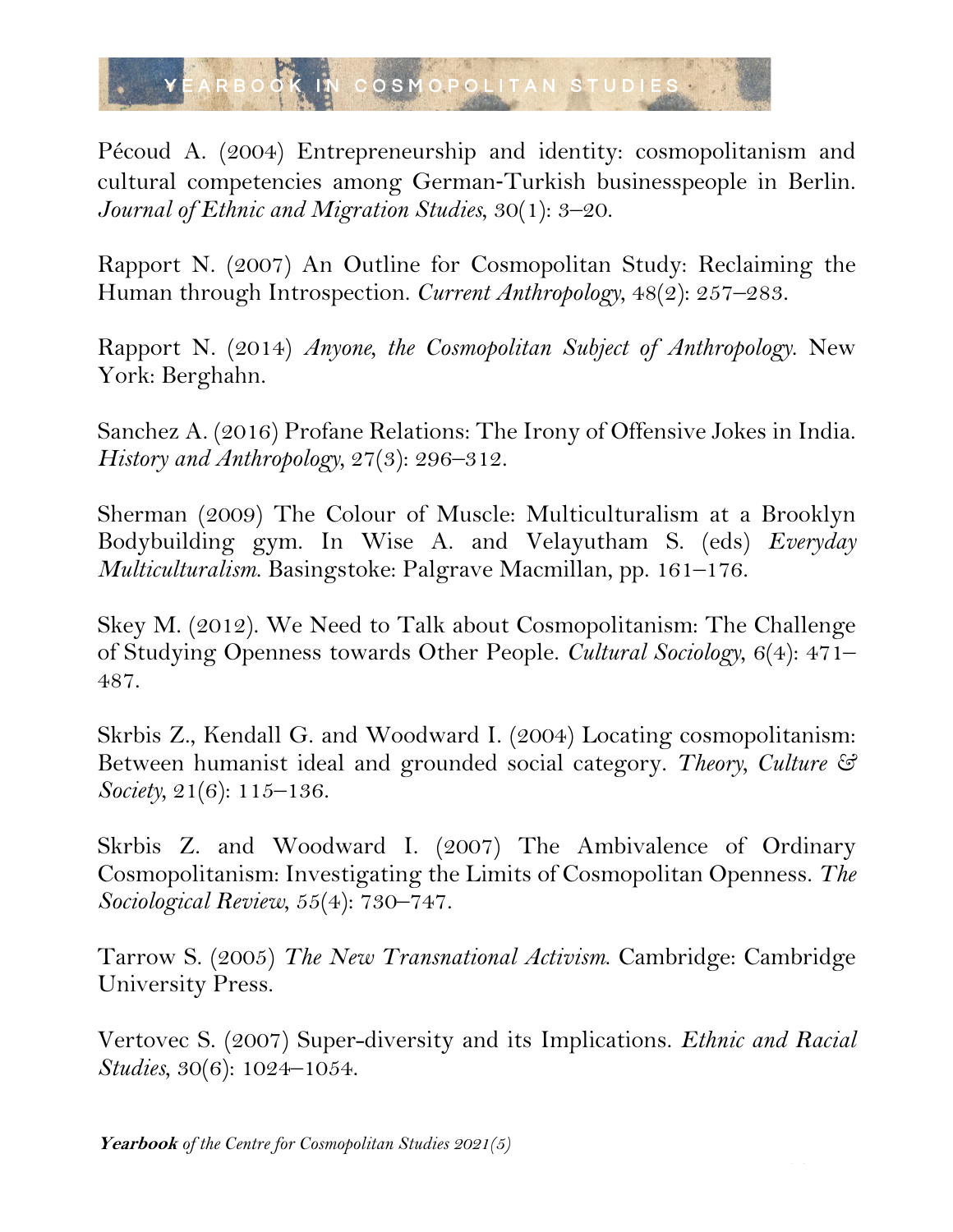Pécoud A. (2004) Entrepreneurship and identity: cosmopolitanism and cultural competencies among German-Turkish businesspeople in Berlin. *Journal of Ethnic and Migration Studies*, 30(1): 3–20.

Rapport N. (2007) An Outline for Cosmopolitan Study: Reclaiming the Human through Introspection. *Current Anthropology*, 48(2): 257–283.

Rapport N. (2014) *Anyone, the Cosmopolitan Subject of Anthropology*. New York: Berghahn.

Sanchez A. (2016) Profane Relations: The Irony of Offensive Jokes in India. *History and Anthropology*, 27(3): 296–312.

Sherman (2009) The Colour of Muscle: Multiculturalism at a Brooklyn Bodybuilding gym. In Wise A. and Velayutham S. (eds) *Everyday Multiculturalism*. Basingstoke: Palgrave Macmillan, pp. 161–176.

Skey M. (2012). We Need to Talk about Cosmopolitanism: The Challenge of Studying Openness towards Other People. *Cultural Sociology*, 6(4): 471–487.

Skrbis Z., Kendall G. and Woodward I. (2004) Locating cosmopolitanism: Between humanist ideal and grounded social category. *Theory, Culture & Society*, 21(6): 115–136.

Skrbis Z. and Woodward I. (2007) The Ambivalence of Ordinary Cosmopolitanism: Investigating the Limits of Cosmopolitan Openness. *The Sociological Review*, 55(4): 730–747.

Tarrow S. (2005) *The New Transnational Activism*. Cambridge: Cambridge University Press.

Vertovec S. (2007) Super-diversity and its Implications. *Ethnic and Racial Studies*, 30(6): 1024–1054.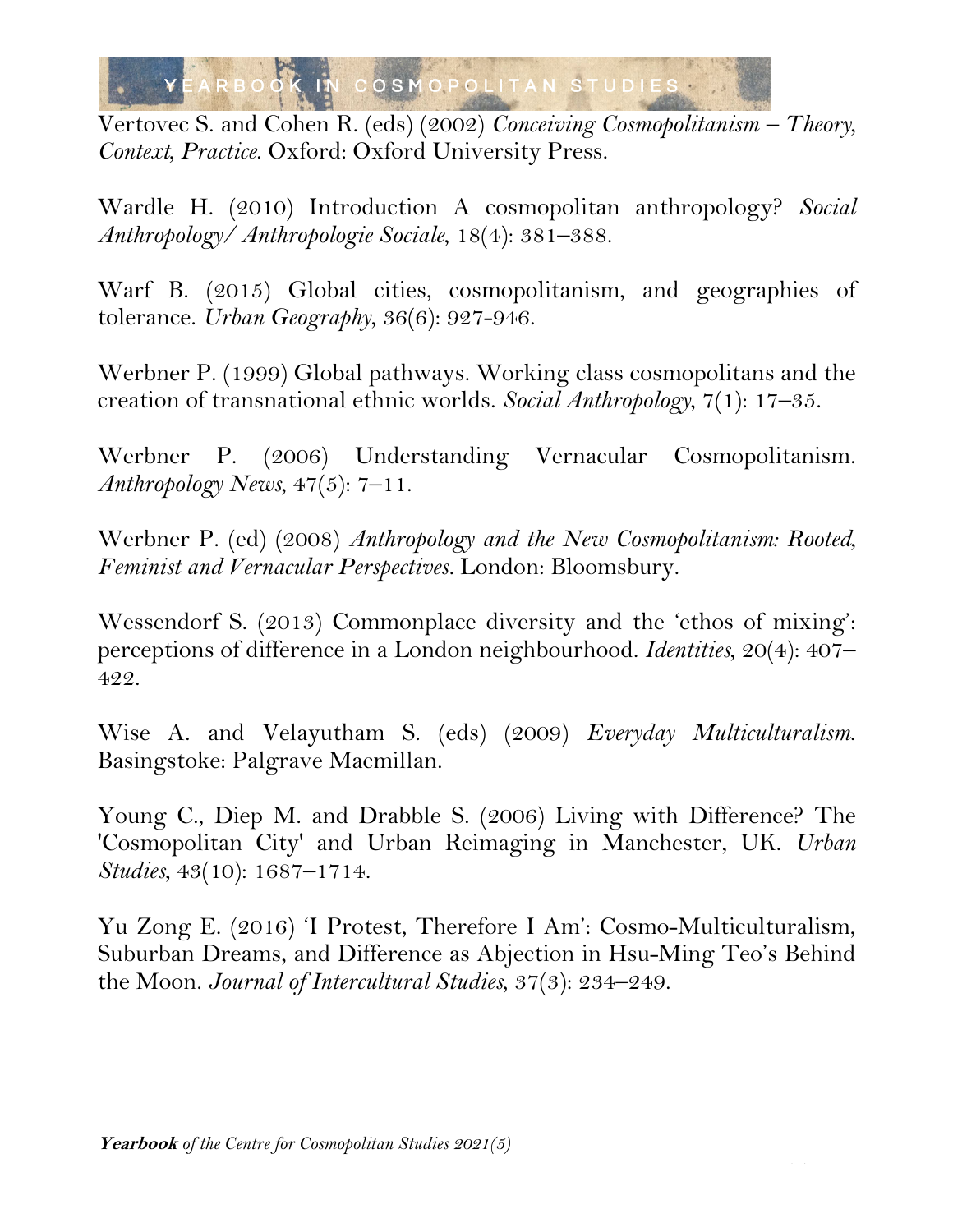Vertovec S. and Cohen R. (eds) (2002) *Conceiving Cosmopolitanism – Theory, Context, Practice*. Oxford: Oxford University Press.

Wardle H. (2010) Introduction A cosmopolitan anthropology? *Social Anthropology/ Anthropologie Sociale*, 18(4): 381–388.

Warf B. (2015) Global cities, cosmopolitanism, and geographies of tolerance. *Urban Geography*, 36(6): 927-946.

Werbner P. (1999) Global pathways. Working class cosmopolitans and the creation of transnational ethnic worlds. *Social Anthropology*, 7(1): 17–35.

Werbner P. (2006) Understanding Vernacular Cosmopolitanism. *Anthropology News*, 47(5): 7–11.

Werbner P. (ed) (2008) *Anthropology and the New Cosmopolitanism: Rooted, Feminist and Vernacular Perspectives*. London: Bloomsbury.

Wessendorf S. (2013) Commonplace diversity and the 'ethos of mixing': perceptions of difference in a London neighbourhood. *Identities*, 20(4): 407–422.

Wise A. and Velayutham S. (eds) (2009) *Everyday Multiculturalism*. Basingstoke: Palgrave Macmillan.

Young C., Diep M. and Drabble S. (2006) Living with Difference? The 'Cosmopolitan City' and Urban Reimaging in Manchester, UK. *Urban Studies*, 43(10): 1687–1714.

Yu Zong E. (2016) 'I Protest, Therefore I Am': Cosmo-Multiculturalism, Suburban Dreams, and Difference as Abjection in Hsu-Ming Teo's Behind the Moon. *Journal of Intercultural Studies*, 37(3): 234–249.